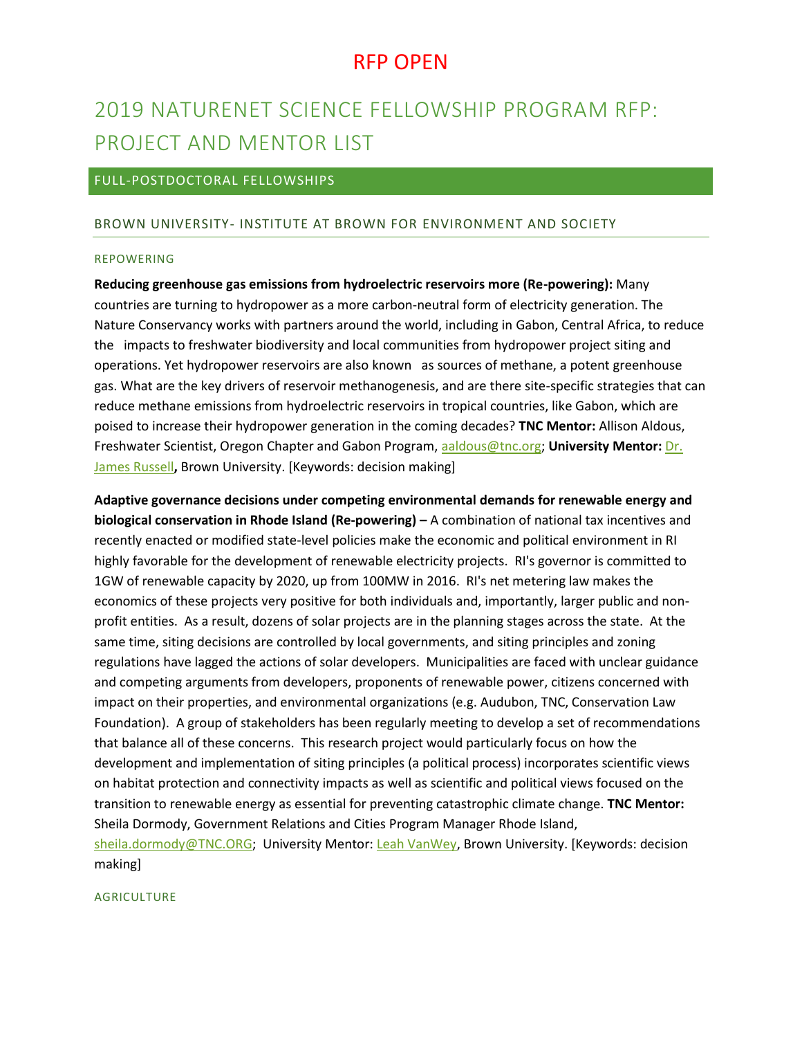# RFP OPEN

# 2019 NATURENET SCIENCE FELLOWSHIP PROGRAM RFP: PROJECT AND MENTOR LIST

## FULL-POSTDOCTORAL FELLOWSHIPS

### BROWN UNIVERSITY- INSTITUTE AT BROWN FOR ENVIRONMENT AND SOCIETY

#### REPOWERING

**Reducing greenhouse gas emissions from hydroelectric reservoirs more (Re-powering):** Many countries are turning to hydropower as a more carbon-neutral form of electricity generation. The Nature Conservancy works with partners around the world, including in Gabon, Central Africa, to reduce the impacts to freshwater biodiversity and local communities from hydropower project siting and operations. Yet hydropower reservoirs are also known as sources of methane, a potent greenhouse gas. What are the key drivers of reservoir methanogenesis, and are there site-specific strategies that can reduce methane emissions from hydroelectric reservoirs in tropical countries, like Gabon, which are poised to increase their hydropower generation in the coming decades? **TNC Mentor:** Allison Aldous, Freshwater Scientist, Oregon Chapter and Gabon Program, aaldous@tnc.org; **University Mentor:** Dr. James Russell**,** Brown University. [Keywords: decision making]

**Adaptive governance decisions under competing environmental demands for renewable energy and biological conservation in Rhode Island (Re-powering) –** A combination of national tax incentives and recently enacted or modified state-level policies make the economic and political environment in RI highly favorable for the development of renewable electricity projects. RI's governor is committed to 1GW of renewable capacity by 2020, up from 100MW in 2016. RI's net metering law makes the economics of these projects very positive for both individuals and, importantly, larger public and non-profit entities. As a result, dozens of solar projects are in the planning stages across the state. At the same time, siting decisions are controlled by local governments, and siting principles and zoning regulations have lagged the actions of solar developers. Municipalities are faced with unclear guidance and competing arguments from developers, proponents of renewable power, citizens concerned with impact on their properties, and environmental organizations (e.g. Audubon, TNC, Conservation Law Foundation). A group of stakeholders has been regularly meeting to develop a set of recommendations that balance all of these concerns. This research project would particularly focus on how the development and implementation of siting principles (a political process) incorporates scientific views on habitat protection and connectivity impacts as well as scientific and political views focused on the transition to renewable energy as essential for preventing catastrophic climate change. **TNC Mentor:** Sheila Dormody, Government Relations and Cities Program Manager Rhode Island, sheila.dormody@TNC.ORG; University Mentor: Leah VanWey, Brown University. [Keywords: decision making]

#### AGRICULTURE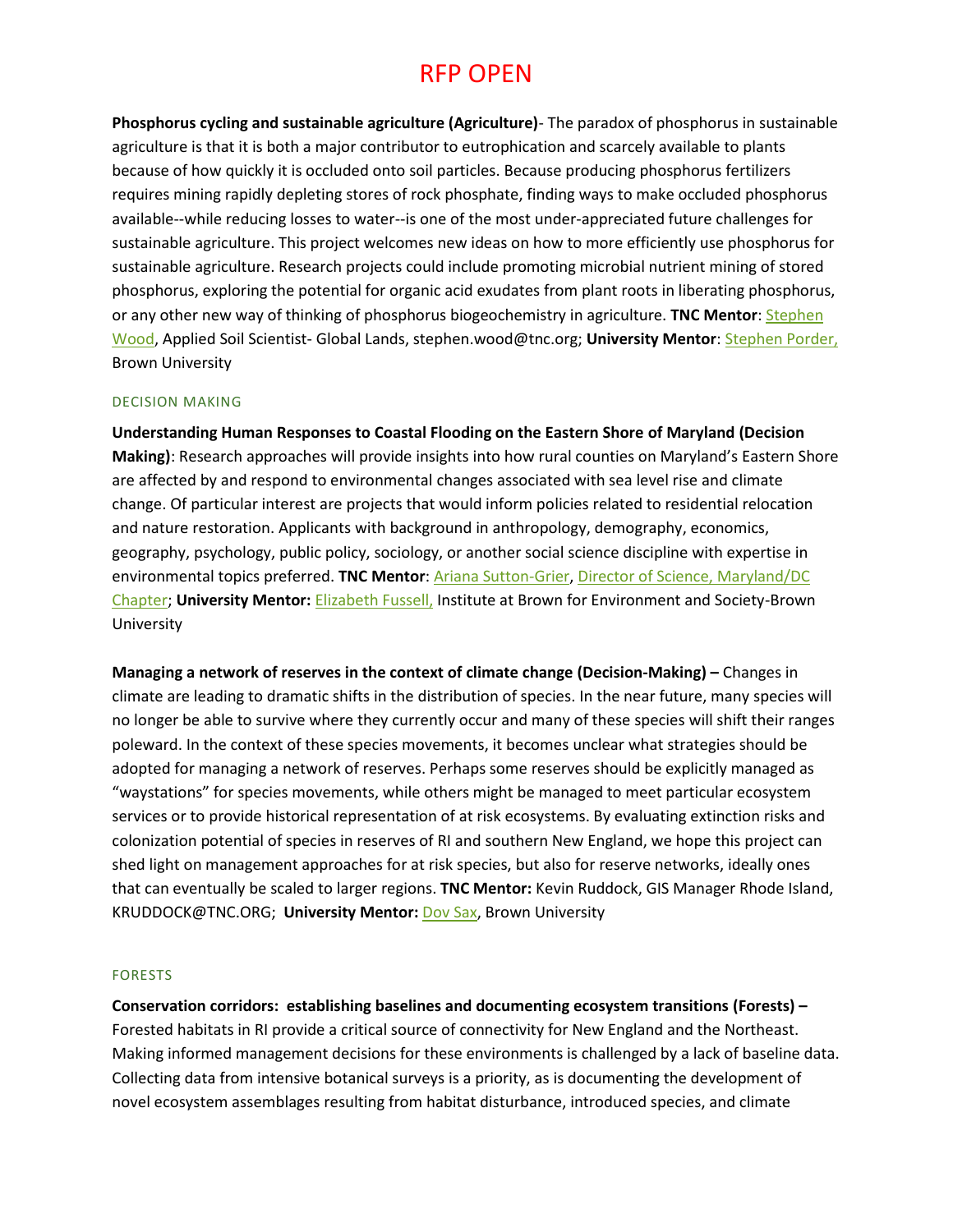# RFP OPEN

**Phosphorus cycling and sustainable agriculture (Agriculture)**- The paradox of phosphorus in sustainable agriculture is that it is both a major contributor to eutrophication and scarcely available to plants because of how quickly it is occluded onto soil particles. Because producing phosphorus fertilizers requires mining rapidly depleting stores of rock phosphate, finding ways to make occluded phosphorus available--while reducing losses to water--is one of the most under-appreciated future challenges for sustainable agriculture. This project welcomes new ideas on how to more efficiently use phosphorus for sustainable agriculture. Research projects could include promoting microbial nutrient mining of stored phosphorus, exploring the potential for organic acid exudates from plant roots in liberating phosphorus, or any other new way of thinking of phosphorus biogeochemistry in agriculture. **TNC Mentor**: Stephen Wood, Applied Soil Scientist- Global Lands, stephen.wood@tnc.org; **University Mentor**: Stephen Porder, Brown University

## DECISION MAKING

**Understanding Human Responses to Coastal Flooding on the Eastern Shore of Maryland (Decision Making)**: Research approaches will provide insights into how rural counties on Maryland's Eastern Shore are affected by and respond to environmental changes associated with sea level rise and climate change. Of particular interest are projects that would inform policies related to residential relocation and nature restoration. Applicants with background in anthropology, demography, economics, geography, psychology, public policy, sociology, or another social science discipline with expertise in environmental topics preferred. **TNC Mentor**: Ariana Sutton-Grier, Director of Science, Maryland/DC Chapter; **University Mentor:** Elizabeth Fussell, Institute at Brown for Environment and Society-Brown University

**Managing a network of reserves in the context of climate change (Decision-Making) –** Changes in climate are leading to dramatic shifts in the distribution of species. In the near future, many species will no longer be able to survive where they currently occur and many of these species will shift their ranges poleward. In the context of these species movements, it becomes unclear what strategies should be adopted for managing a network of reserves. Perhaps some reserves should be explicitly managed as "waystations" for species movements, while others might be managed to meet particular ecosystem services or to provide historical representation of at risk ecosystems. By evaluating extinction risks and colonization potential of species in reserves of RI and southern New England, we hope this project can shed light on management approaches for at risk species, but also for reserve networks, ideally ones that can eventually be scaled to larger regions. **TNC Mentor:** Kevin Ruddock, GIS Manager Rhode Island, KRUDDOCK@TNC.ORG; **University Mentor:** Dov Sax, Brown University

## FORESTS

**Conservation corridors: establishing baselines and documenting ecosystem transitions (Forests) –** Forested habitats in RI provide a critical source of connectivity for New England and the Northeast. Making informed management decisions for these environments is challenged by a lack of baseline data. Collecting data from intensive botanical surveys is a priority, as is documenting the development of novel ecosystem assemblages resulting from habitat disturbance, introduced species, and climate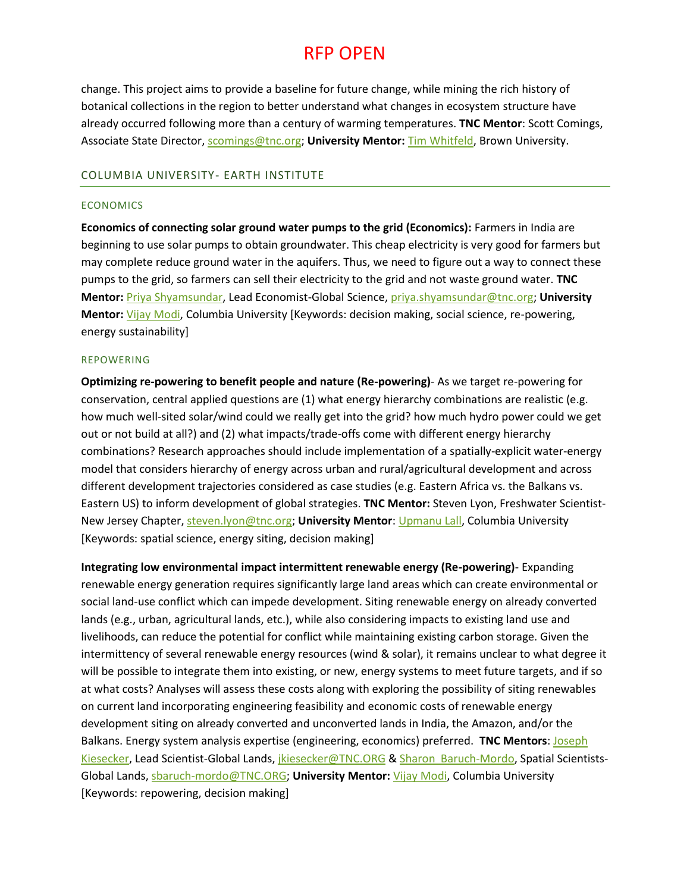change. This project aims to provide a baseline for future change, while mining the rich history of botanical collections in the region to better understand what changes in ecosystem structure have already occurred following more than a century of warming temperatures. **TNC Mentor**: Scott Comings, Associate State Director, scomings@tnc.org; **University Mentor:** Tim Whitfeld, Brown University.

## COLUMBIA UNIVERSITY- EARTH INSTITUTE

### ECONOMICS

**Economics of connecting solar ground water pumps to the grid (Economics):** Farmers in India are beginning to use solar pumps to obtain groundwater. This cheap electricity is very good for farmers but may complete reduce ground water in the aquifers. Thus, we need to figure out a way to connect these pumps to the grid, so farmers can sell their electricity to the grid and not waste ground water. **TNC Mentor:** Priya Shyamsundar, Lead Economist-Global Science, priya.shyamsundar@tnc.org; **University Mentor:** Vijay Modi, Columbia University [Keywords: decision making, social science, re-powering, energy sustainability]

### REPOWERING

**Optimizing re-powering to benefit people and nature (Re-powering)**- As we target re-powering for conservation, central applied questions are (1) what energy hierarchy combinations are realistic (e.g. how much well-sited solar/wind could we really get into the grid? how much hydro power could we get out or not build at all?) and (2) what impacts/trade-offs come with different energy hierarchy combinations? Research approaches should include implementation of a spatially-explicit water-energy model that considers hierarchy of energy across urban and rural/agricultural development and across different development trajectories considered as case studies (e.g. Eastern Africa vs. the Balkans vs. Eastern US) to inform development of global strategies. **TNC Mentor:** Steven Lyon, Freshwater Scientist-New Jersey Chapter, steven.lyon@tnc.org; **University Mentor**: Upmanu Lall, Columbia University [Keywords: spatial science, energy siting, decision making]

**Integrating low environmental impact intermittent renewable energy (Re-powering)**- Expanding renewable energy generation requires significantly large land areas which can create environmental or social land-use conflict which can impede development. Siting renewable energy on already converted lands (e.g., urban, agricultural lands, etc.), while also considering impacts to existing land use and livelihoods, can reduce the potential for conflict while maintaining existing carbon storage. Given the intermittency of several renewable energy resources (wind & solar), it remains unclear to what degree it will be possible to integrate them into existing, or new, energy systems to meet future targets, and if so at what costs? Analyses will assess these costs along with exploring the possibility of siting renewables on current land incorporating engineering feasibility and economic costs of renewable energy development siting on already converted and unconverted lands in India, the Amazon, and/or the Balkans. Energy system analysis expertise (engineering, economics) preferred. **TNC Mentors**: Joseph Kiesecker, Lead Scientist-Global Lands, jkiesecker@TNC.ORG & Sharon Baruch-Mordo, Spatial Scientists-Global Lands, sbaruch-mordo@TNC.ORG; **University Mentor:** Vijay Modi, Columbia University [Keywords: repowering, decision making]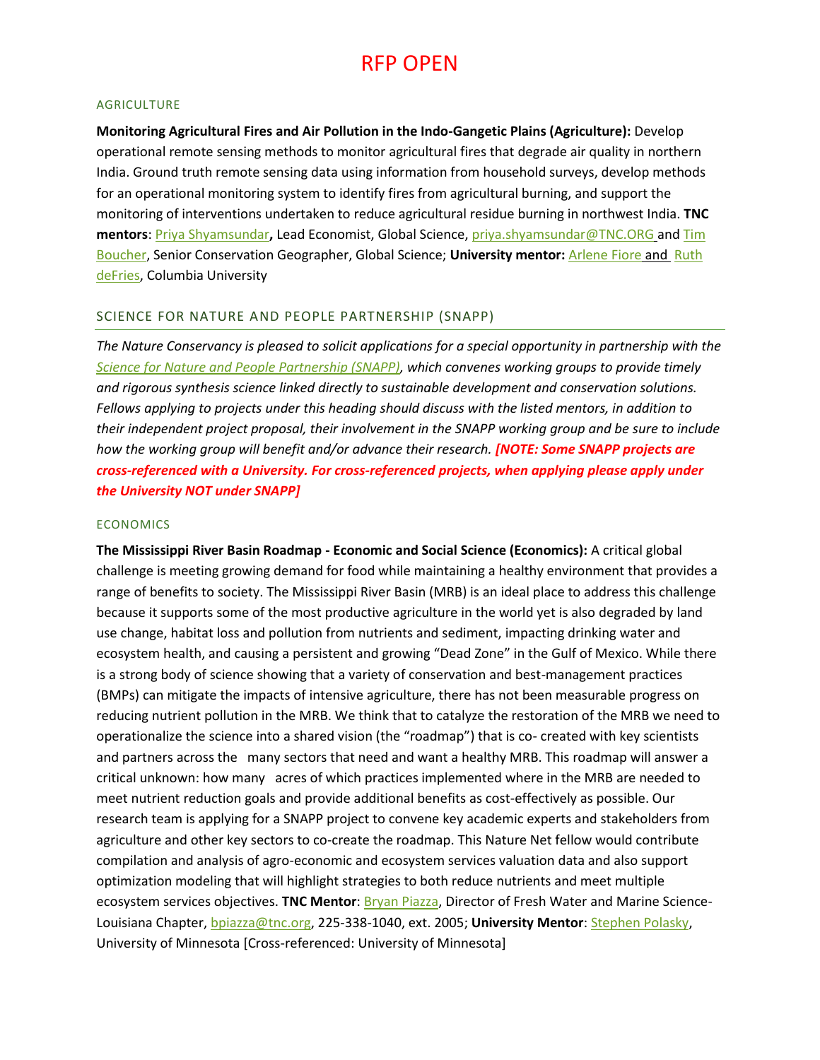# RFP OPEN

## AGRICULTURE

**Monitoring Agricultural Fires and Air Pollution in the Indo-Gangetic Plains (Agriculture):** Develop operational remote sensing methods to monitor agricultural fires that degrade air quality in northern India. Ground truth remote sensing data using information from household surveys, develop methods for an operational monitoring system to identify fires from agricultural burning, and support the monitoring of interventions undertaken to reduce agricultural residue burning in northwest India. **TNC mentors**: Priya Shyamsundar**,** Lead Economist, Global Science, priya.shyamsundar@TNC.ORG and Tim Boucher, Senior Conservation Geographer, Global Science; **University mentor:** Arlene Fiore and Ruth deFries, Columbia University

## SCIENCE FOR NATURE AND PEOPLE PARTNERSHIP (SNAPP)

*The Nature Conservancy is pleased to solicit applications for a special opportunity in partnership with the Science for Nature and People Partnership (SNAPP), which convenes working groups to provide timely and rigorous synthesis science linked directly to sustainable development and conservation solutions. Fellows applying to projects under this heading should discuss with the listed mentors, in addition to their independent project proposal, their involvement in the SNAPP working group and be sure to include how the working group will benefit and/or advance their research.* ***[NOTE: Some SNAPP projects are cross-referenced with a University. For cross-referenced projects, when applying please apply under the University NOT under SNAPP]***

## ECONOMICS

**The Mississippi River Basin Roadmap - Economic and Social Science (Economics):** A critical global challenge is meeting growing demand for food while maintaining a healthy environment that provides a range of benefits to society. The Mississippi River Basin (MRB) is an ideal place to address this challenge because it supports some of the most productive agriculture in the world yet is also degraded by land use change, habitat loss and pollution from nutrients and sediment, impacting drinking water and ecosystem health, and causing a persistent and growing "Dead Zone" in the Gulf of Mexico. While there is a strong body of science showing that a variety of conservation and best-management practices (BMPs) can mitigate the impacts of intensive agriculture, there has not been measurable progress on reducing nutrient pollution in the MRB. We think that to catalyze the restoration of the MRB we need to operationalize the science into a shared vision (the "roadmap") that is co- created with key scientists and partners across the many sectors that need and want a healthy MRB. This roadmap will answer a critical unknown: how many acres of which practices implemented where in the MRB are needed to meet nutrient reduction goals and provide additional benefits as cost-effectively as possible. Our research team is applying for a SNAPP project to convene key academic experts and stakeholders from agriculture and other key sectors to co-create the roadmap. This Nature Net fellow would contribute compilation and analysis of agro-economic and ecosystem services valuation data and also support optimization modeling that will highlight strategies to both reduce nutrients and meet multiple ecosystem services objectives. **TNC Mentor**: Bryan Piazza, Director of Fresh Water and Marine Science-Louisiana Chapter, bpiazza@tnc.org, 225-338-1040, ext. 2005; **University Mentor**: Stephen Polasky, University of Minnesota [Cross-referenced: University of Minnesota]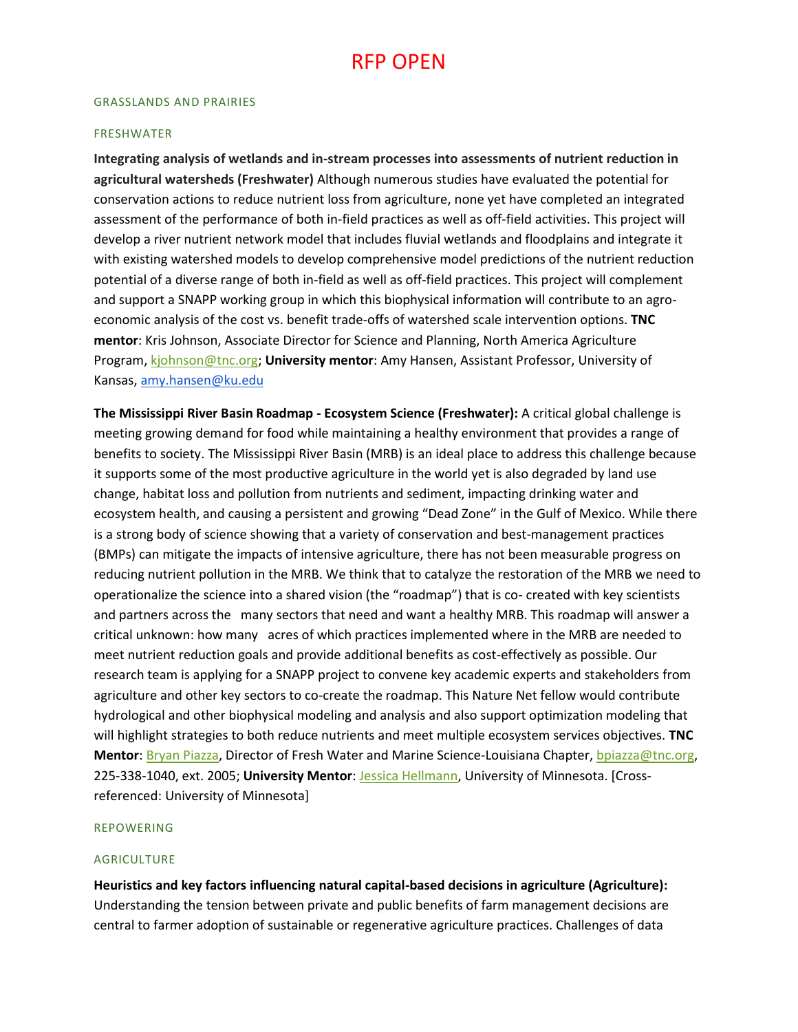# RFP OPEN

## GRASSLANDS AND PRAIRIES

## FRESHWATER

**Integrating analysis of wetlands and in-stream processes into assessments of nutrient reduction in agricultural watersheds (Freshwater)** Although numerous studies have evaluated the potential for conservation actions to reduce nutrient loss from agriculture, none yet have completed an integrated assessment of the performance of both in-field practices as well as off-field activities. This project will develop a river nutrient network model that includes fluvial wetlands and floodplains and integrate it with existing watershed models to develop comprehensive model predictions of the nutrient reduction potential of a diverse range of both in-field as well as off-field practices. This project will complement and support a SNAPP working group in which this biophysical information will contribute to an agro-economic analysis of the cost vs. benefit trade-offs of watershed scale intervention options. **TNC mentor**: Kris Johnson, Associate Director for Science and Planning, North America Agriculture Program, kjohnson@tnc.org; **University mentor**: Amy Hansen, Assistant Professor, University of Kansas, amy.hansen@ku.edu

**The Mississippi River Basin Roadmap - Ecosystem Science (Freshwater):** A critical global challenge is meeting growing demand for food while maintaining a healthy environment that provides a range of benefits to society. The Mississippi River Basin (MRB) is an ideal place to address this challenge because it supports some of the most productive agriculture in the world yet is also degraded by land use change, habitat loss and pollution from nutrients and sediment, impacting drinking water and ecosystem health, and causing a persistent and growing "Dead Zone" in the Gulf of Mexico. While there is a strong body of science showing that a variety of conservation and best-management practices (BMPs) can mitigate the impacts of intensive agriculture, there has not been measurable progress on reducing nutrient pollution in the MRB. We think that to catalyze the restoration of the MRB we need to operationalize the science into a shared vision (the "roadmap") that is co- created with key scientists and partners across the many sectors that need and want a healthy MRB. This roadmap will answer a critical unknown: how many acres of which practices implemented where in the MRB are needed to meet nutrient reduction goals and provide additional benefits as cost-effectively as possible. Our research team is applying for a SNAPP project to convene key academic experts and stakeholders from agriculture and other key sectors to co-create the roadmap. This Nature Net fellow would contribute hydrological and other biophysical modeling and analysis and also support optimization modeling that will highlight strategies to both reduce nutrients and meet multiple ecosystem services objectives. **TNC Mentor**: Bryan Piazza, Director of Fresh Water and Marine Science-Louisiana Chapter, bpiazza@tnc.org, 225-338-1040, ext. 2005; **University Mentor**: Jessica Hellmann, University of Minnesota. [Cross-referenced: University of Minnesota]

## REPOWERING

## AGRICULTURE

**Heuristics and key factors influencing natural capital-based decisions in agriculture (Agriculture):** Understanding the tension between private and public benefits of farm management decisions are central to farmer adoption of sustainable or regenerative agriculture practices. Challenges of data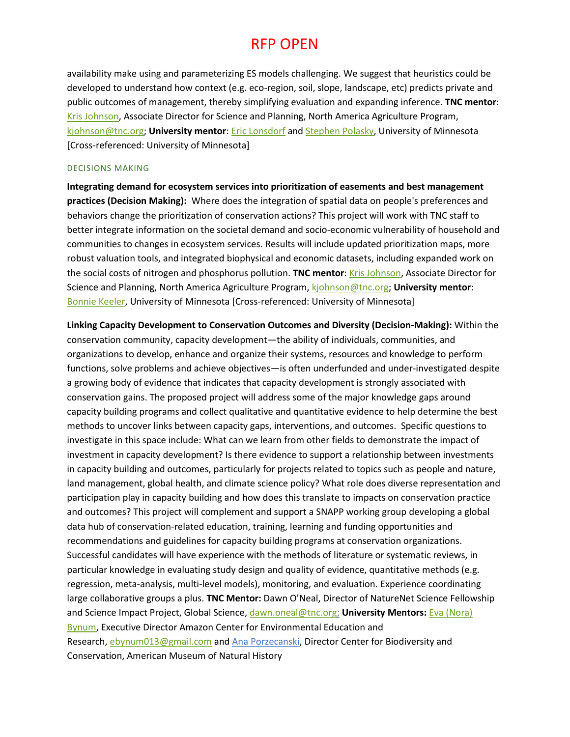availability make using and parameterizing ES models challenging. We suggest that heuristics could be developed to understand how context (e.g. eco-region, soil, slope, landscape, etc) predicts private and public outcomes of management, thereby simplifying evaluation and expanding inference. **TNC mentor**: Kris Johnson, Associate Director for Science and Planning, North America Agriculture Program, kjohnson@tnc.org; **University mentor**: Eric Lonsdorf and Stephen Polasky, University of Minnesota [Cross-referenced: University of Minnesota]

### DECISIONS MAKING

**Integrating demand for ecosystem services into prioritization of easements and best management practices (Decision Making):** Where does the integration of spatial data on people's preferences and behaviors change the prioritization of conservation actions? This project will work with TNC staff to better integrate information on the societal demand and socio-economic vulnerability of household and communities to changes in ecosystem services. Results will include updated prioritization maps, more robust valuation tools, and integrated biophysical and economic datasets, including expanded work on the social costs of nitrogen and phosphorus pollution. **TNC mentor**: Kris Johnson, Associate Director for Science and Planning, North America Agriculture Program, kjohnson@tnc.org; **University mentor**: Bonnie Keeler, University of Minnesota [Cross-referenced: University of Minnesota]

**Linking Capacity Development to Conservation Outcomes and Diversity (Decision-Making):** Within the conservation community, capacity development—the ability of individuals, communities, and organizations to develop, enhance and organize their systems, resources and knowledge to perform functions, solve problems and achieve objectives—is often underfunded and under-investigated despite a growing body of evidence that indicates that capacity development is strongly associated with conservation gains. The proposed project will address some of the major knowledge gaps around capacity building programs and collect qualitative and quantitative evidence to help determine the best methods to uncover links between capacity gaps, interventions, and outcomes. Specific questions to investigate in this space include: What can we learn from other fields to demonstrate the impact of investment in capacity development? Is there evidence to support a relationship between investments in capacity building and outcomes, particularly for projects related to topics such as people and nature, land management, global health, and climate science policy? What role does diverse representation and participation play in capacity building and how does this translate to impacts on conservation practice and outcomes? This project will complement and support a SNAPP working group developing a global data hub of conservation-related education, training, learning and funding opportunities and recommendations and guidelines for capacity building programs at conservation organizations. Successful candidates will have experience with the methods of literature or systematic reviews, in particular knowledge in evaluating study design and quality of evidence, quantitative methods (e.g. regression, meta-analysis, multi-level models), monitoring, and evaluation. Experience coordinating large collaborative groups a plus. **TNC Mentor:** Dawn O'Neal, Director of NatureNet Science Fellowship and Science Impact Project, Global Science, dawn.oneal@tnc.org; **University Mentors:** Eva (Nora) Bynum, Executive Director Amazon Center for Environmental Education and Research, ebynum013@gmail.com and Ana Porzecanski, Director Center for Biodiversity and Conservation, American Museum of Natural History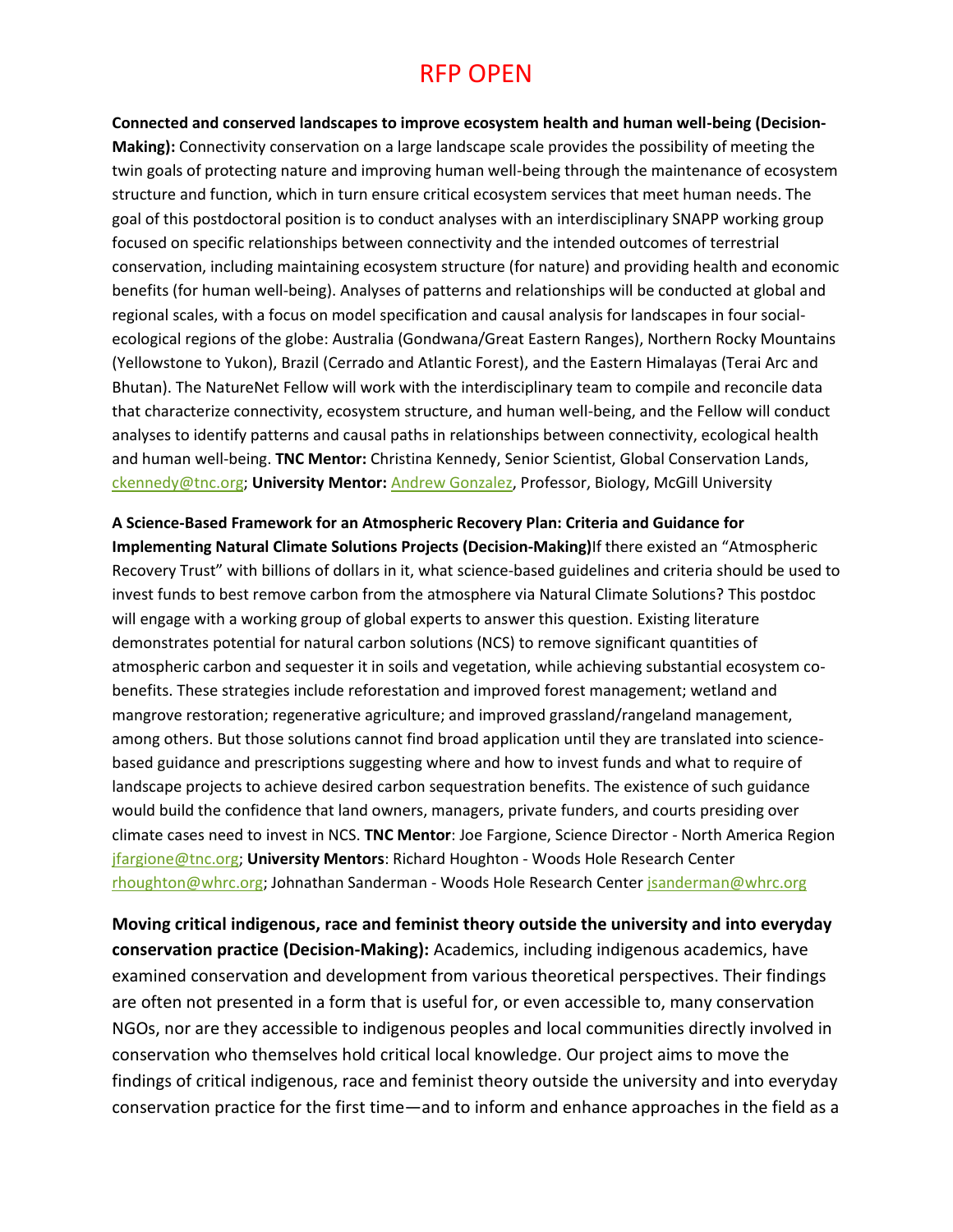# RFP OPEN

**Connected and conserved landscapes to improve ecosystem health and human well-being (Decision-Making):** Connectivity conservation on a large landscape scale provides the possibility of meeting the twin goals of protecting nature and improving human well-being through the maintenance of ecosystem structure and function, which in turn ensure critical ecosystem services that meet human needs. The goal of this postdoctoral position is to conduct analyses with an interdisciplinary SNAPP working group focused on specific relationships between connectivity and the intended outcomes of terrestrial conservation, including maintaining ecosystem structure (for nature) and providing health and economic benefits (for human well-being). Analyses of patterns and relationships will be conducted at global and regional scales, with a focus on model specification and causal analysis for landscapes in four social-ecological regions of the globe: Australia (Gondwana/Great Eastern Ranges), Northern Rocky Mountains (Yellowstone to Yukon), Brazil (Cerrado and Atlantic Forest), and the Eastern Himalayas (Terai Arc and Bhutan). The NatureNet Fellow will work with the interdisciplinary team to compile and reconcile data that characterize connectivity, ecosystem structure, and human well-being, and the Fellow will conduct analyses to identify patterns and causal paths in relationships between connectivity, ecological health and human well-being. **TNC Mentor:** Christina Kennedy, Senior Scientist, Global Conservation Lands, ckennedy@tnc.org; **University Mentor:** Andrew Gonzalez, Professor, Biology, McGill University

**A Science-Based Framework for an Atmospheric Recovery Plan: Criteria and Guidance for Implementing Natural Climate Solutions Projects (Decision-Making)** If there existed an "Atmospheric Recovery Trust" with billions of dollars in it, what science-based guidelines and criteria should be used to invest funds to best remove carbon from the atmosphere via Natural Climate Solutions? This postdoc will engage with a working group of global experts to answer this question. Existing literature demonstrates potential for natural carbon solutions (NCS) to remove significant quantities of atmospheric carbon and sequester it in soils and vegetation, while achieving substantial ecosystem co-benefits. These strategies include reforestation and improved forest management; wetland and mangrove restoration; regenerative agriculture; and improved grassland/rangeland management, among others. But those solutions cannot find broad application until they are translated into science-based guidance and prescriptions suggesting where and how to invest funds and what to require of landscape projects to achieve desired carbon sequestration benefits. The existence of such guidance would build the confidence that land owners, managers, private funders, and courts presiding over climate cases need to invest in NCS. **TNC Mentor**: Joe Fargione, Science Director - North America Region jfargione@tnc.org; **University Mentors**: Richard Houghton - Woods Hole Research Center rhoughton@whrc.org; Johnathan Sanderman - Woods Hole Research Center jsanderman@whrc.org

**Moving critical indigenous, race and feminist theory outside the university and into everyday conservation practice (Decision-Making):** Academics, including indigenous academics, have examined conservation and development from various theoretical perspectives. Their findings are often not presented in a form that is useful for, or even accessible to, many conservation NGOs, nor are they accessible to indigenous peoples and local communities directly involved in conservation who themselves hold critical local knowledge. Our project aims to move the findings of critical indigenous, race and feminist theory outside the university and into everyday conservation practice for the first time—and to inform and enhance approaches in the field as a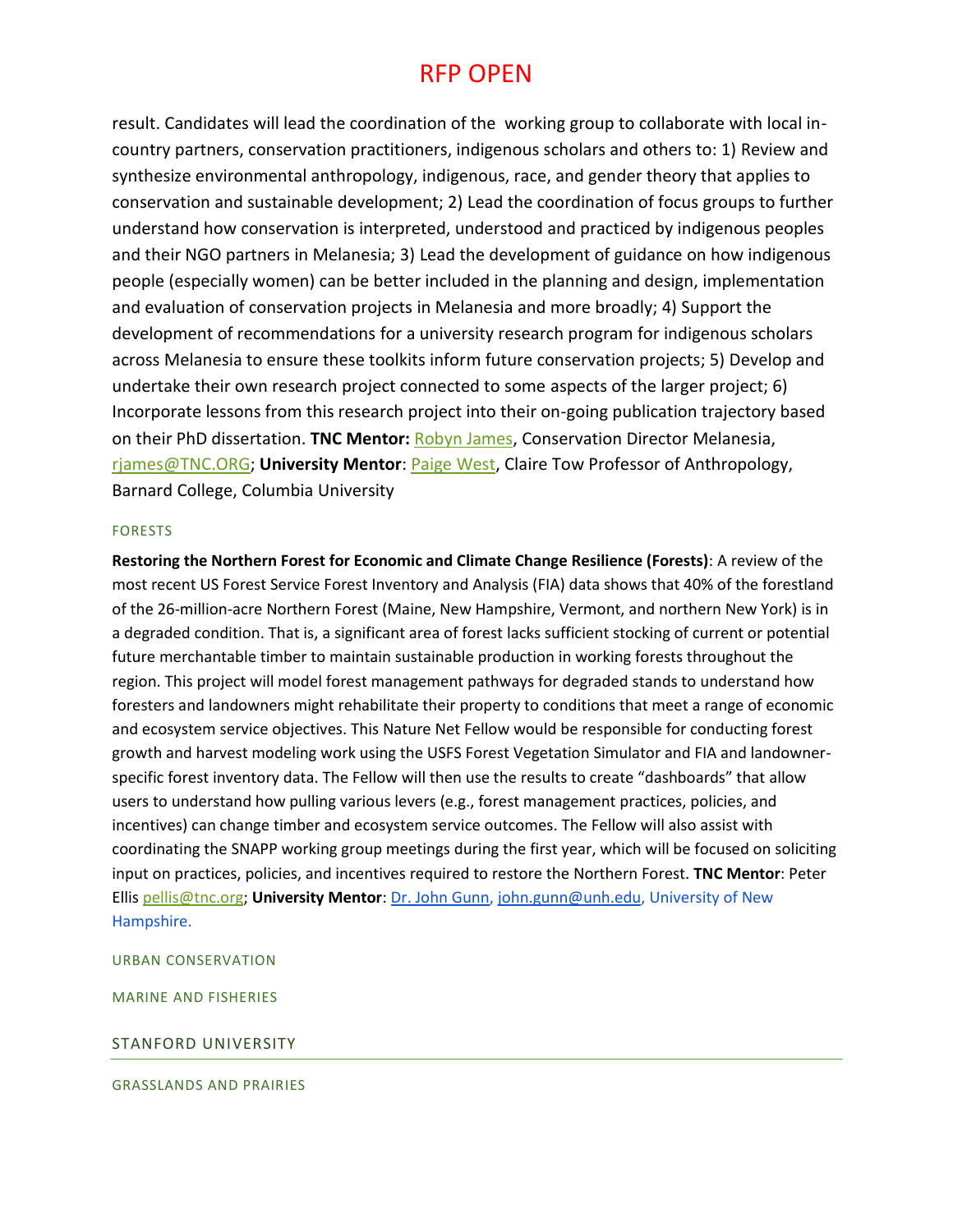# RFP OPEN

result. Candidates will lead the coordination of the working group to collaborate with local in-country partners, conservation practitioners, indigenous scholars and others to: 1) Review and synthesize environmental anthropology, indigenous, race, and gender theory that applies to conservation and sustainable development; 2) Lead the coordination of focus groups to further understand how conservation is interpreted, understood and practiced by indigenous peoples and their NGO partners in Melanesia; 3) Lead the development of guidance on how indigenous people (especially women) can be better included in the planning and design, implementation and evaluation of conservation projects in Melanesia and more broadly; 4) Support the development of recommendations for a university research program for indigenous scholars across Melanesia to ensure these toolkits inform future conservation projects; 5) Develop and undertake their own research project connected to some aspects of the larger project; 6) Incorporate lessons from this research project into their on-going publication trajectory based on their PhD dissertation. **TNC Mentor:** Robyn James, Conservation Director Melanesia, rjames@TNC.ORG; **University Mentor**: Paige West, Claire Tow Professor of Anthropology, Barnard College, Columbia University

#### FORESTS

**Restoring the Northern Forest for Economic and Climate Change Resilience (Forests)**: A review of the most recent US Forest Service Forest Inventory and Analysis (FIA) data shows that 40% of the forestland of the 26-million-acre Northern Forest (Maine, New Hampshire, Vermont, and northern New York) is in a degraded condition. That is, a significant area of forest lacks sufficient stocking of current or potential future merchantable timber to maintain sustainable production in working forests throughout the region. This project will model forest management pathways for degraded stands to understand how foresters and landowners might rehabilitate their property to conditions that meet a range of economic and ecosystem service objectives. This Nature Net Fellow would be responsible for conducting forest growth and harvest modeling work using the USFS Forest Vegetation Simulator and FIA and landowner-specific forest inventory data. The Fellow will then use the results to create "dashboards" that allow users to understand how pulling various levers (e.g., forest management practices, policies, and incentives) can change timber and ecosystem service outcomes. The Fellow will also assist with coordinating the SNAPP working group meetings during the first year, which will be focused on soliciting input on practices, policies, and incentives required to restore the Northern Forest. **TNC Mentor**: Peter Ellis pellis@tnc.org; **University Mentor**: Dr. John Gunn, john.gunn@unh.edu, University of New Hampshire.

#### URBAN CONSERVATION

#### MARINE AND FISHERIES

### STANFORD UNIVERSITY

#### GRASSLANDS AND PRAIRIES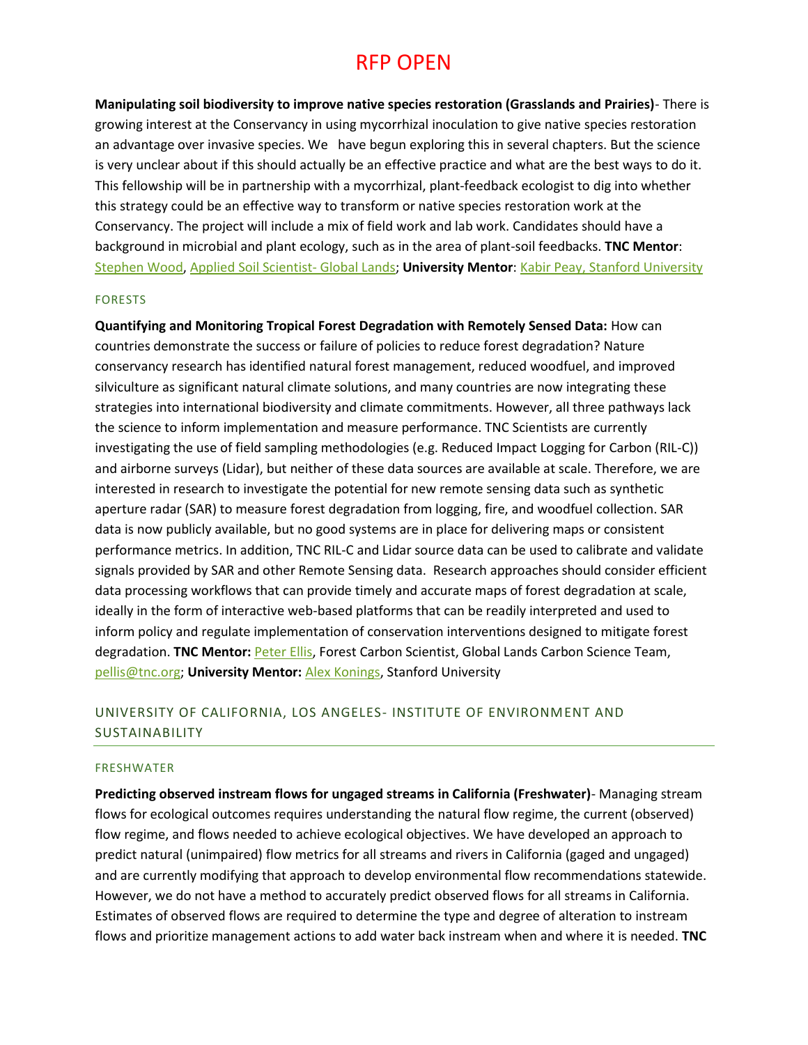# RFP OPEN

**Manipulating soil biodiversity to improve native species restoration (Grasslands and Prairies)**- There is growing interest at the Conservancy in using mycorrhizal inoculation to give native species restoration an advantage over invasive species. We have begun exploring this in several chapters. But the science is very unclear about if this should actually be an effective practice and what are the best ways to do it. This fellowship will be in partnership with a mycorrhizal, plant-feedback ecologist to dig into whether this strategy could be an effective way to transform or native species restoration work at the Conservancy. The project will include a mix of field work and lab work. Candidates should have a background in microbial and plant ecology, such as in the area of plant-soil feedbacks. **TNC Mentor**: Stephen Wood, Applied Soil Scientist- Global Lands; **University Mentor**: Kabir Peay, Stanford University

#### FORESTS

**Quantifying and Monitoring Tropical Forest Degradation with Remotely Sensed Data:** How can countries demonstrate the success or failure of policies to reduce forest degradation? Nature conservancy research has identified natural forest management, reduced woodfuel, and improved silviculture as significant natural climate solutions, and many countries are now integrating these strategies into international biodiversity and climate commitments. However, all three pathways lack the science to inform implementation and measure performance. TNC Scientists are currently investigating the use of field sampling methodologies (e.g. Reduced Impact Logging for Carbon (RIL-C)) and airborne surveys (Lidar), but neither of these data sources are available at scale. Therefore, we are interested in research to investigate the potential for new remote sensing data such as synthetic aperture radar (SAR) to measure forest degradation from logging, fire, and woodfuel collection. SAR data is now publicly available, but no good systems are in place for delivering maps or consistent performance metrics. In addition, TNC RIL-C and Lidar source data can be used to calibrate and validate signals provided by SAR and other Remote Sensing data. Research approaches should consider efficient data processing workflows that can provide timely and accurate maps of forest degradation at scale, ideally in the form of interactive web-based platforms that can be readily interpreted and used to inform policy and regulate implementation of conservation interventions designed to mitigate forest degradation. **TNC Mentor:** Peter Ellis, Forest Carbon Scientist, Global Lands Carbon Science Team, pellis@tnc.org; **University Mentor:** Alex Konings, Stanford University

## UNIVERSITY OF CALIFORNIA, LOS ANGELES- INSTITUTE OF ENVIRONMENT AND SUSTAINABILITY

#### FRESHWATER

**Predicting observed instream flows for ungaged streams in California (Freshwater)**- Managing stream flows for ecological outcomes requires understanding the natural flow regime, the current (observed) flow regime, and flows needed to achieve ecological objectives. We have developed an approach to predict natural (unimpaired) flow metrics for all streams and rivers in California (gaged and ungaged) and are currently modifying that approach to develop environmental flow recommendations statewide. However, we do not have a method to accurately predict observed flows for all streams in California. Estimates of observed flows are required to determine the type and degree of alteration to instream flows and prioritize management actions to add water back instream when and where it is needed. **TNC**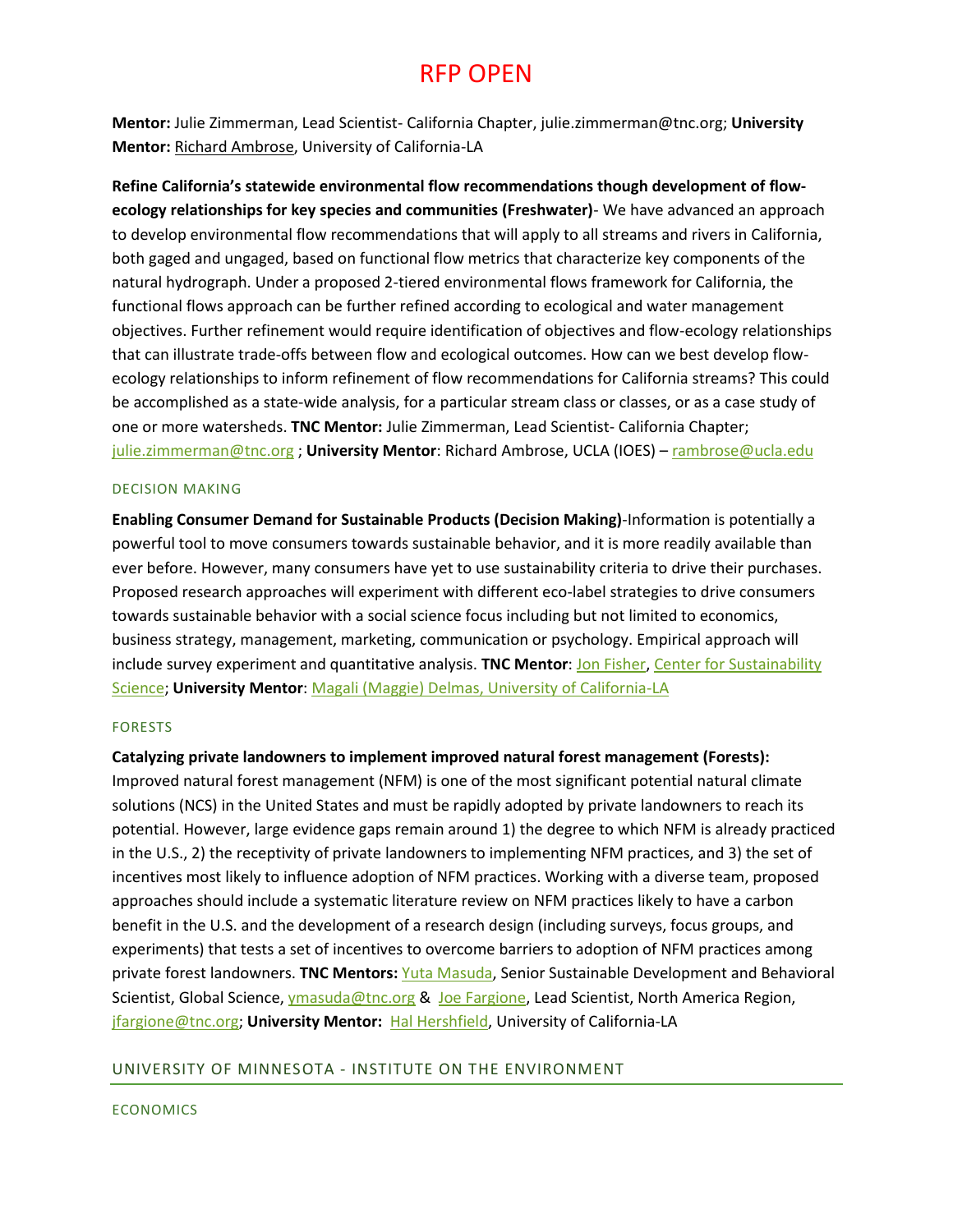# RFP OPEN

**Mentor:** Julie Zimmerman, Lead Scientist- California Chapter, julie.zimmerman@tnc.org; **University Mentor:** Richard Ambrose, University of California-LA

**Refine California's statewide environmental flow recommendations though development of flow-ecology relationships for key species and communities (Freshwater)**- We have advanced an approach to develop environmental flow recommendations that will apply to all streams and rivers in California, both gaged and ungaged, based on functional flow metrics that characterize key components of the natural hydrograph. Under a proposed 2-tiered environmental flows framework for California, the functional flows approach can be further refined according to ecological and water management objectives. Further refinement would require identification of objectives and flow-ecology relationships that can illustrate trade-offs between flow and ecological outcomes. How can we best develop flow-ecology relationships to inform refinement of flow recommendations for California streams? This could be accomplished as a state-wide analysis, for a particular stream class or classes, or as a case study of one or more watersheds. **TNC Mentor:** Julie Zimmerman, Lead Scientist- California Chapter; julie.zimmerman@tnc.org ; **University Mentor**: Richard Ambrose, UCLA (IOES) – rambrose@ucla.edu

### DECISION MAKING

**Enabling Consumer Demand for Sustainable Products (Decision Making)**-Information is potentially a powerful tool to move consumers towards sustainable behavior, and it is more readily available than ever before. However, many consumers have yet to use sustainability criteria to drive their purchases. Proposed research approaches will experiment with different eco-label strategies to drive consumers towards sustainable behavior with a social science focus including but not limited to economics, business strategy, management, marketing, communication or psychology. Empirical approach will include survey experiment and quantitative analysis. **TNC Mentor**: Jon Fisher, Center for Sustainability Science; **University Mentor**: Magali (Maggie) Delmas, University of California-LA

### FORESTS

**Catalyzing private landowners to implement improved natural forest management (Forests):** Improved natural forest management (NFM) is one of the most significant potential natural climate solutions (NCS) in the United States and must be rapidly adopted by private landowners to reach its potential. However, large evidence gaps remain around 1) the degree to which NFM is already practiced in the U.S., 2) the receptivity of private landowners to implementing NFM practices, and 3) the set of incentives most likely to influence adoption of NFM practices. Working with a diverse team, proposed approaches should include a systematic literature review on NFM practices likely to have a carbon benefit in the U.S. and the development of a research design (including surveys, focus groups, and experiments) that tests a set of incentives to overcome barriers to adoption of NFM practices among private forest landowners. **TNC Mentors:** Yuta Masuda, Senior Sustainable Development and Behavioral Scientist, Global Science, ymasuda@tnc.org & Joe Fargione, Lead Scientist, North America Region, jfargione@tnc.org; **University Mentor:** Hal Hershfield, University of California-LA

## UNIVERSITY OF MINNESOTA - INSTITUTE ON THE ENVIRONMENT

### ECONOMICS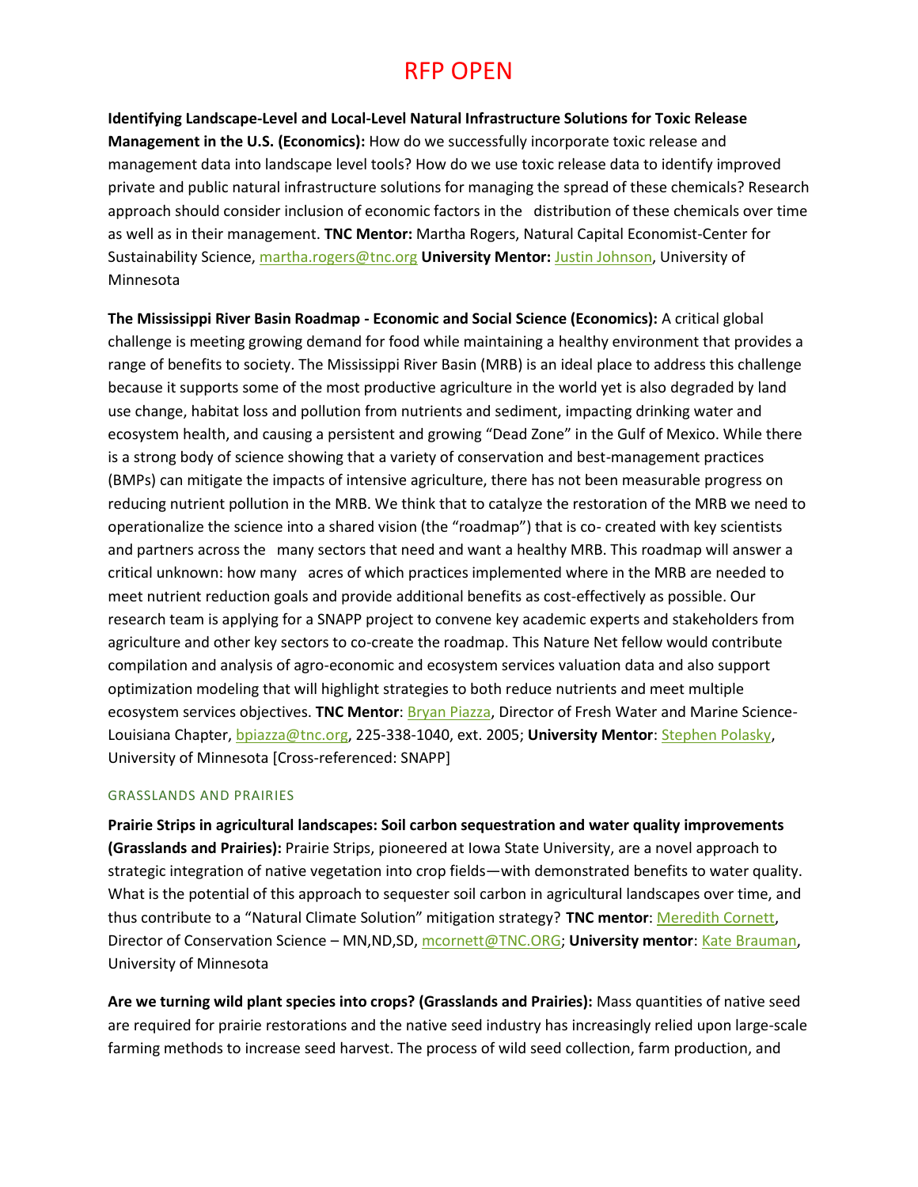# RFP OPEN

**Identifying Landscape-Level and Local-Level Natural Infrastructure Solutions for Toxic Release Management in the U.S. (Economics):** How do we successfully incorporate toxic release and management data into landscape level tools? How do we use toxic release data to identify improved private and public natural infrastructure solutions for managing the spread of these chemicals? Research approach should consider inclusion of economic factors in the distribution of these chemicals over time as well as in their management. **TNC Mentor:** Martha Rogers, Natural Capital Economist-Center for Sustainability Science, martha.rogers@tnc.org **University Mentor:** Justin Johnson, University of Minnesota

**The Mississippi River Basin Roadmap - Economic and Social Science (Economics):** A critical global challenge is meeting growing demand for food while maintaining a healthy environment that provides a range of benefits to society. The Mississippi River Basin (MRB) is an ideal place to address this challenge because it supports some of the most productive agriculture in the world yet is also degraded by land use change, habitat loss and pollution from nutrients and sediment, impacting drinking water and ecosystem health, and causing a persistent and growing "Dead Zone" in the Gulf of Mexico. While there is a strong body of science showing that a variety of conservation and best-management practices (BMPs) can mitigate the impacts of intensive agriculture, there has not been measurable progress on reducing nutrient pollution in the MRB. We think that to catalyze the restoration of the MRB we need to operationalize the science into a shared vision (the "roadmap") that is co- created with key scientists and partners across the many sectors that need and want a healthy MRB. This roadmap will answer a critical unknown: how many acres of which practices implemented where in the MRB are needed to meet nutrient reduction goals and provide additional benefits as cost-effectively as possible. Our research team is applying for a SNAPP project to convene key academic experts and stakeholders from agriculture and other key sectors to co-create the roadmap. This Nature Net fellow would contribute compilation and analysis of agro-economic and ecosystem services valuation data and also support optimization modeling that will highlight strategies to both reduce nutrients and meet multiple ecosystem services objectives. **TNC Mentor**: Bryan Piazza, Director of Fresh Water and Marine Science-Louisiana Chapter, bpiazza@tnc.org, 225-338-1040, ext. 2005; **University Mentor**: Stephen Polasky, University of Minnesota [Cross-referenced: SNAPP]

## GRASSLANDS AND PRAIRIES

**Prairie Strips in agricultural landscapes: Soil carbon sequestration and water quality improvements (Grasslands and Prairies):** Prairie Strips, pioneered at Iowa State University, are a novel approach to strategic integration of native vegetation into crop fields—with demonstrated benefits to water quality. What is the potential of this approach to sequester soil carbon in agricultural landscapes over time, and thus contribute to a "Natural Climate Solution" mitigation strategy? **TNC mentor**: Meredith Cornett, Director of Conservation Science – MN,ND,SD, mcornett@TNC.ORG; **University mentor**: Kate Brauman, University of Minnesota

**Are we turning wild plant species into crops? (Grasslands and Prairies):** Mass quantities of native seed are required for prairie restorations and the native seed industry has increasingly relied upon large-scale farming methods to increase seed harvest. The process of wild seed collection, farm production, and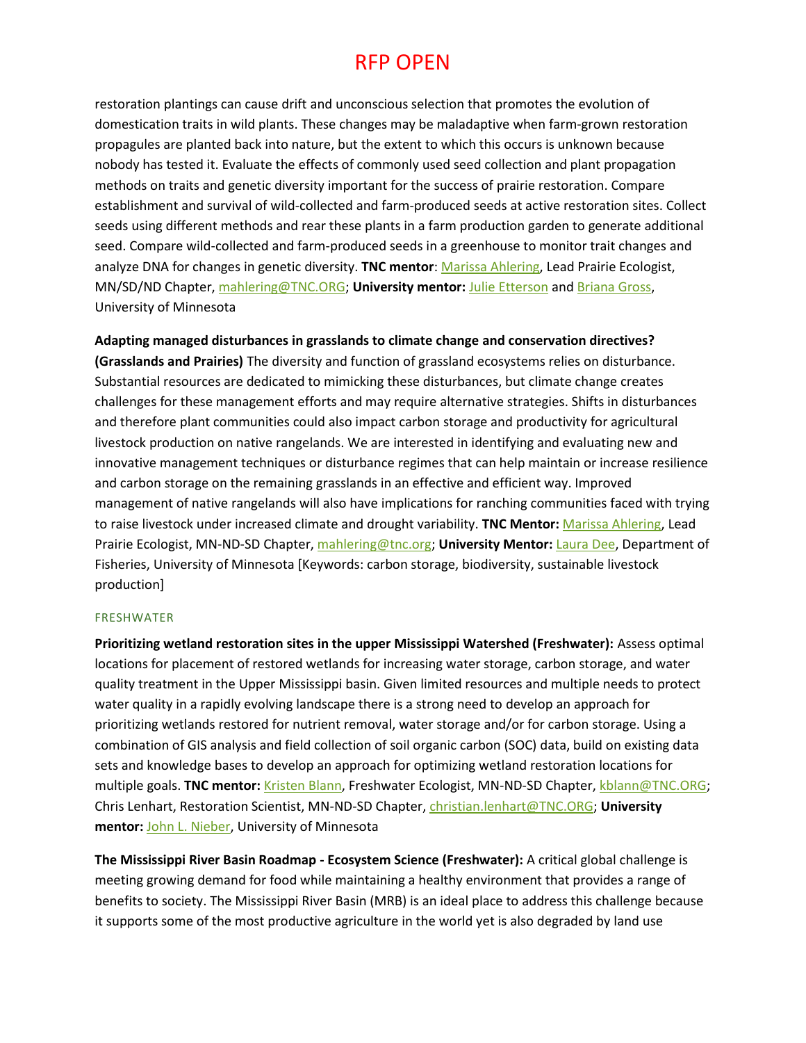restoration plantings can cause drift and unconscious selection that promotes the evolution of domestication traits in wild plants. These changes may be maladaptive when farm-grown restoration propagules are planted back into nature, but the extent to which this occurs is unknown because nobody has tested it. Evaluate the effects of commonly used seed collection and plant propagation methods on traits and genetic diversity important for the success of prairie restoration. Compare establishment and survival of wild-collected and farm-produced seeds at active restoration sites. Collect seeds using different methods and rear these plants in a farm production garden to generate additional seed. Compare wild-collected and farm-produced seeds in a greenhouse to monitor trait changes and analyze DNA for changes in genetic diversity. **TNC mentor**: Marissa Ahlering, Lead Prairie Ecologist, MN/SD/ND Chapter, mahlering@TNC.ORG; **University mentor:** Julie Etterson and Briana Gross, University of Minnesota

**Adapting managed disturbances in grasslands to climate change and conservation directives? (Grasslands and Prairies)** The diversity and function of grassland ecosystems relies on disturbance. Substantial resources are dedicated to mimicking these disturbances, but climate change creates challenges for these management efforts and may require alternative strategies. Shifts in disturbances and therefore plant communities could also impact carbon storage and productivity for agricultural livestock production on native rangelands. We are interested in identifying and evaluating new and innovative management techniques or disturbance regimes that can help maintain or increase resilience and carbon storage on the remaining grasslands in an effective and efficient way. Improved management of native rangelands will also have implications for ranching communities faced with trying to raise livestock under increased climate and drought variability. **TNC Mentor:** Marissa Ahlering, Lead Prairie Ecologist, MN-ND-SD Chapter, mahlering@tnc.org; **University Mentor:** Laura Dee, Department of Fisheries, University of Minnesota [Keywords: carbon storage, biodiversity, sustainable livestock production]

## FRESHWATER

**Prioritizing wetland restoration sites in the upper Mississippi Watershed (Freshwater):** Assess optimal locations for placement of restored wetlands for increasing water storage, carbon storage, and water quality treatment in the Upper Mississippi basin. Given limited resources and multiple needs to protect water quality in a rapidly evolving landscape there is a strong need to develop an approach for prioritizing wetlands restored for nutrient removal, water storage and/or for carbon storage. Using a combination of GIS analysis and field collection of soil organic carbon (SOC) data, build on existing data sets and knowledge bases to develop an approach for optimizing wetland restoration locations for multiple goals. **TNC mentor:** Kristen Blann, Freshwater Ecologist, MN-ND-SD Chapter, kblann@TNC.ORG; Chris Lenhart, Restoration Scientist, MN-ND-SD Chapter, christian.lenhart@TNC.ORG; **University mentor:** John L. Nieber, University of Minnesota

**The Mississippi River Basin Roadmap - Ecosystem Science (Freshwater):** A critical global challenge is meeting growing demand for food while maintaining a healthy environment that provides a range of benefits to society. The Mississippi River Basin (MRB) is an ideal place to address this challenge because it supports some of the most productive agriculture in the world yet is also degraded by land use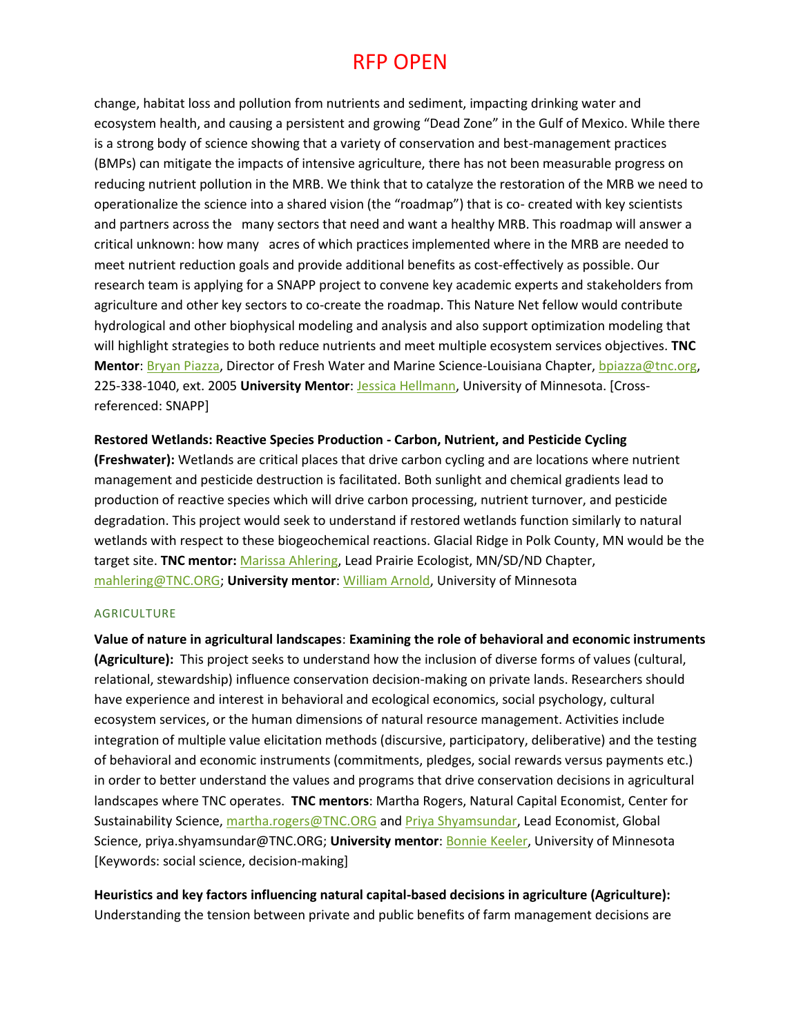change, habitat loss and pollution from nutrients and sediment, impacting drinking water and ecosystem health, and causing a persistent and growing "Dead Zone" in the Gulf of Mexico. While there is a strong body of science showing that a variety of conservation and best-management practices (BMPs) can mitigate the impacts of intensive agriculture, there has not been measurable progress on reducing nutrient pollution in the MRB. We think that to catalyze the restoration of the MRB we need to operationalize the science into a shared vision (the "roadmap") that is co- created with key scientists and partners across the many sectors that need and want a healthy MRB. This roadmap will answer a critical unknown: how many acres of which practices implemented where in the MRB are needed to meet nutrient reduction goals and provide additional benefits as cost-effectively as possible. Our research team is applying for a SNAPP project to convene key academic experts and stakeholders from agriculture and other key sectors to co-create the roadmap. This Nature Net fellow would contribute hydrological and other biophysical modeling and analysis and also support optimization modeling that will highlight strategies to both reduce nutrients and meet multiple ecosystem services objectives. **TNC Mentor**: Bryan Piazza, Director of Fresh Water and Marine Science-Louisiana Chapter, bpiazza@tnc.org, 225-338-1040, ext. 2005 **University Mentor**: Jessica Hellmann, University of Minnesota. [Cross-referenced: SNAPP]

**Restored Wetlands: Reactive Species Production - Carbon, Nutrient, and Pesticide Cycling (Freshwater):** Wetlands are critical places that drive carbon cycling and are locations where nutrient management and pesticide destruction is facilitated. Both sunlight and chemical gradients lead to production of reactive species which will drive carbon processing, nutrient turnover, and pesticide degradation. This project would seek to understand if restored wetlands function similarly to natural wetlands with respect to these biogeochemical reactions. Glacial Ridge in Polk County, MN would be the target site. **TNC mentor:** Marissa Ahlering, Lead Prairie Ecologist, MN/SD/ND Chapter, mahlering@TNC.ORG; **University mentor**: William Arnold, University of Minnesota

## AGRICULTURE

**Value of nature in agricultural landscapes**: **Examining the role of behavioral and economic instruments (Agriculture):** This project seeks to understand how the inclusion of diverse forms of values (cultural, relational, stewardship) influence conservation decision-making on private lands. Researchers should have experience and interest in behavioral and ecological economics, social psychology, cultural ecosystem services, or the human dimensions of natural resource management. Activities include integration of multiple value elicitation methods (discursive, participatory, deliberative) and the testing of behavioral and economic instruments (commitments, pledges, social rewards versus payments etc.) in order to better understand the values and programs that drive conservation decisions in agricultural landscapes where TNC operates. **TNC mentors**: Martha Rogers, Natural Capital Economist, Center for Sustainability Science, martha.rogers@TNC.ORG and Priya Shyamsundar, Lead Economist, Global Science, priya.shyamsundar@TNC.ORG; **University mentor**: Bonnie Keeler, University of Minnesota [Keywords: social science, decision-making]

**Heuristics and key factors influencing natural capital-based decisions in agriculture (Agriculture):** Understanding the tension between private and public benefits of farm management decisions are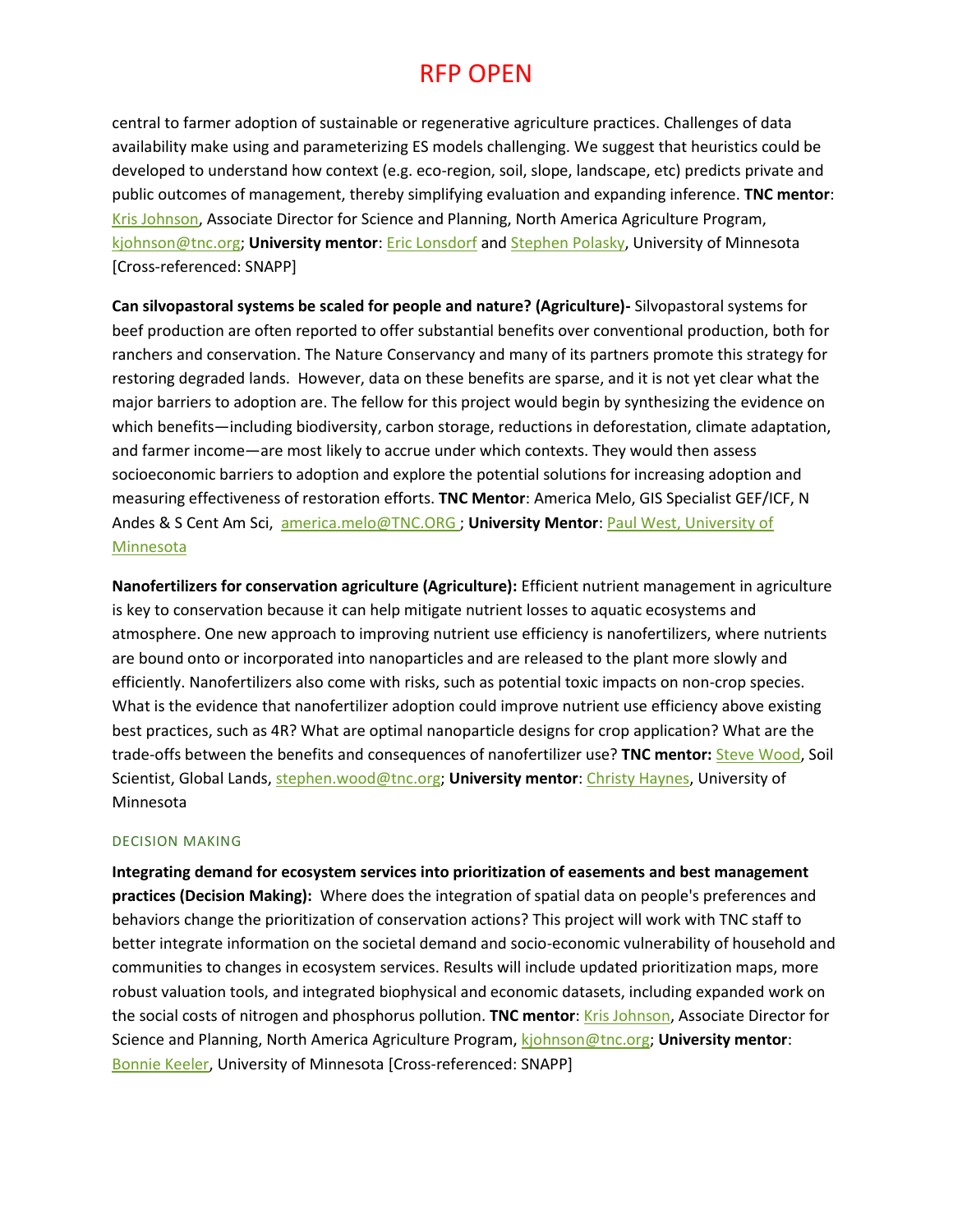# RFP OPEN

central to farmer adoption of sustainable or regenerative agriculture practices. Challenges of data availability make using and parameterizing ES models challenging. We suggest that heuristics could be developed to understand how context (e.g. eco-region, soil, slope, landscape, etc) predicts private and public outcomes of management, thereby simplifying evaluation and expanding inference. **TNC mentor**: Kris Johnson, Associate Director for Science and Planning, North America Agriculture Program, kjohnson@tnc.org; **University mentor**: Eric Lonsdorf and Stephen Polasky, University of Minnesota [Cross-referenced: SNAPP]

**Can silvopastoral systems be scaled for people and nature? (Agriculture)-** Silvopastoral systems for beef production are often reported to offer substantial benefits over conventional production, both for ranchers and conservation. The Nature Conservancy and many of its partners promote this strategy for restoring degraded lands. However, data on these benefits are sparse, and it is not yet clear what the major barriers to adoption are. The fellow for this project would begin by synthesizing the evidence on which benefits—including biodiversity, carbon storage, reductions in deforestation, climate adaptation, and farmer income—are most likely to accrue under which contexts. They would then assess socioeconomic barriers to adoption and explore the potential solutions for increasing adoption and measuring effectiveness of restoration efforts. **TNC Mentor**: America Melo, GIS Specialist GEF/ICF, N Andes & S Cent Am Sci, america.melo@TNC.ORG ; **University Mentor**: Paul West, University of Minnesota

**Nanofertilizers for conservation agriculture (Agriculture):** Efficient nutrient management in agriculture is key to conservation because it can help mitigate nutrient losses to aquatic ecosystems and atmosphere. One new approach to improving nutrient use efficiency is nanofertilizers, where nutrients are bound onto or incorporated into nanoparticles and are released to the plant more slowly and efficiently. Nanofertilizers also come with risks, such as potential toxic impacts on non-crop species. What is the evidence that nanofertilizer adoption could improve nutrient use efficiency above existing best practices, such as 4R? What are optimal nanoparticle designs for crop application? What are the trade-offs between the benefits and consequences of nanofertilizer use? **TNC mentor:** Steve Wood, Soil Scientist, Global Lands, stephen.wood@tnc.org; **University mentor**: Christy Haynes, University of Minnesota

## DECISION MAKING

**Integrating demand for ecosystem services into prioritization of easements and best management practices (Decision Making):** Where does the integration of spatial data on people's preferences and behaviors change the prioritization of conservation actions? This project will work with TNC staff to better integrate information on the societal demand and socio-economic vulnerability of household and communities to changes in ecosystem services. Results will include updated prioritization maps, more robust valuation tools, and integrated biophysical and economic datasets, including expanded work on the social costs of nitrogen and phosphorus pollution. **TNC mentor**: Kris Johnson, Associate Director for Science and Planning, North America Agriculture Program, kjohnson@tnc.org; **University mentor**: Bonnie Keeler, University of Minnesota [Cross-referenced: SNAPP]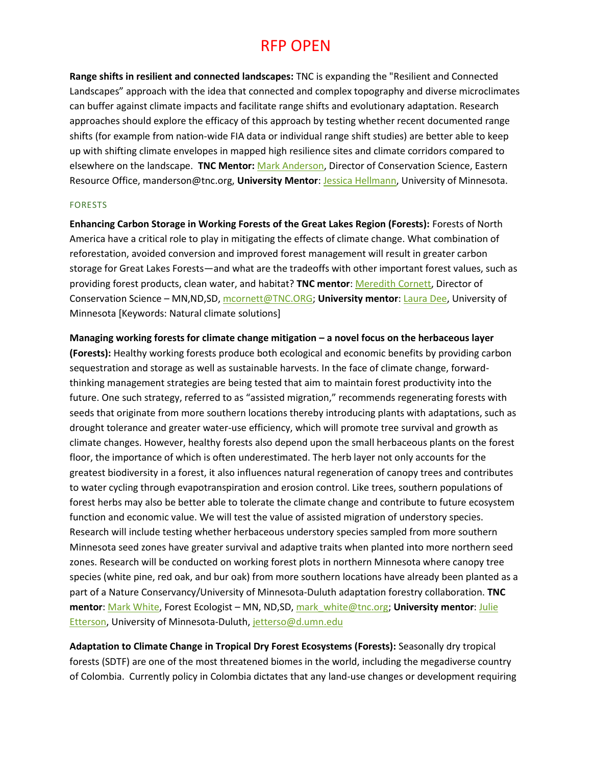# RFP OPEN

**Range shifts in resilient and connected landscapes:** TNC is expanding the "Resilient and Connected Landscapes" approach with the idea that connected and complex topography and diverse microclimates can buffer against climate impacts and facilitate range shifts and evolutionary adaptation. Research approaches should explore the efficacy of this approach by testing whether recent documented range shifts (for example from nation-wide FIA data or individual range shift studies) are better able to keep up with shifting climate envelopes in mapped high resilience sites and climate corridors compared to elsewhere on the landscape. **TNC Mentor:** Mark Anderson, Director of Conservation Science, Eastern Resource Office, manderson@tnc.org, **University Mentor**: Jessica Hellmann, University of Minnesota.

## FORESTS

**Enhancing Carbon Storage in Working Forests of the Great Lakes Region (Forests):** Forests of North America have a critical role to play in mitigating the effects of climate change. What combination of reforestation, avoided conversion and improved forest management will result in greater carbon storage for Great Lakes Forests—and what are the tradeoffs with other important forest values, such as providing forest products, clean water, and habitat? **TNC mentor**: Meredith Cornett, Director of Conservation Science – MN,ND,SD, mcornett@TNC.ORG; **University mentor**: Laura Dee, University of Minnesota [Keywords: Natural climate solutions]

**Managing working forests for climate change mitigation – a novel focus on the herbaceous layer (Forests):** Healthy working forests produce both ecological and economic benefits by providing carbon sequestration and storage as well as sustainable harvests. In the face of climate change, forward-thinking management strategies are being tested that aim to maintain forest productivity into the future. One such strategy, referred to as "assisted migration," recommends regenerating forests with seeds that originate from more southern locations thereby introducing plants with adaptations, such as drought tolerance and greater water-use efficiency, which will promote tree survival and growth as climate changes. However, healthy forests also depend upon the small herbaceous plants on the forest floor, the importance of which is often underestimated. The herb layer not only accounts for the greatest biodiversity in a forest, it also influences natural regeneration of canopy trees and contributes to water cycling through evapotranspiration and erosion control. Like trees, southern populations of forest herbs may also be better able to tolerate the climate change and contribute to future ecosystem function and economic value. We will test the value of assisted migration of understory species. Research will include testing whether herbaceous understory species sampled from more southern Minnesota seed zones have greater survival and adaptive traits when planted into more northern seed zones. Research will be conducted on working forest plots in northern Minnesota where canopy tree species (white pine, red oak, and bur oak) from more southern locations have already been planted as a part of a Nature Conservancy/University of Minnesota-Duluth adaptation forestry collaboration. **TNC mentor**: Mark White, Forest Ecologist – MN, ND,SD, mark_white@tnc.org; **University mentor**: Julie Etterson, University of Minnesota-Duluth, jetterso@d.umn.edu

**Adaptation to Climate Change in Tropical Dry Forest Ecosystems (Forests):** Seasonally dry tropical forests (SDTF) are one of the most threatened biomes in the world, including the megadiverse country of Colombia. Currently policy in Colombia dictates that any land-use changes or development requiring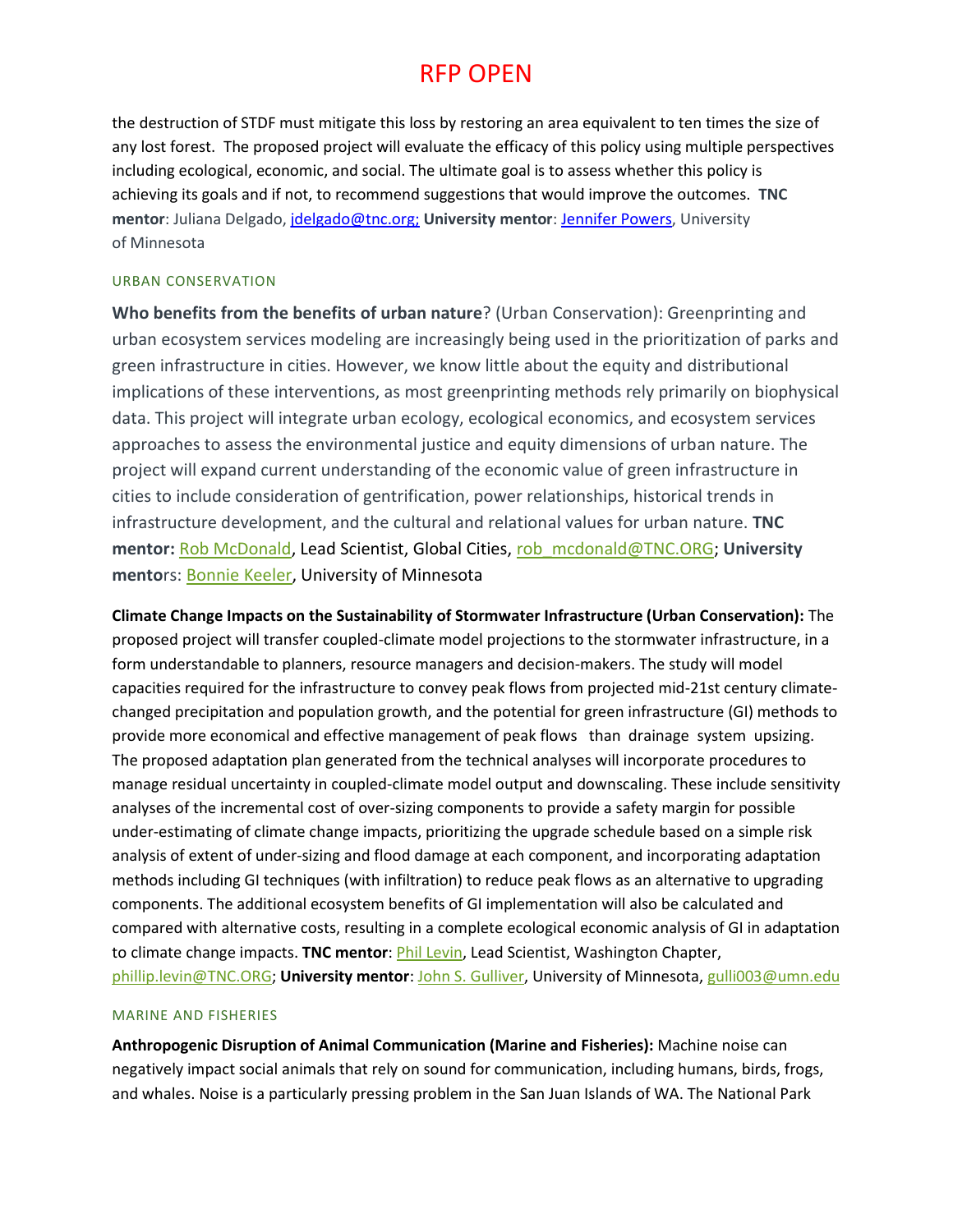# RFP OPEN

the destruction of STDF must mitigate this loss by restoring an area equivalent to ten times the size of any lost forest. The proposed project will evaluate the efficacy of this policy using multiple perspectives including ecological, economic, and social. The ultimate goal is to assess whether this policy is achieving its goals and if not, to recommend suggestions that would improve the outcomes. **TNC mentor**: Juliana Delgado, jdelgado@tnc.org; **University mentor**: Jennifer Powers, University of Minnesota

## URBAN CONSERVATION

**Who benefits from the benefits of urban nature**? (Urban Conservation): Greenprinting and urban ecosystem services modeling are increasingly being used in the prioritization of parks and green infrastructure in cities. However, we know little about the equity and distributional implications of these interventions, as most greenprinting methods rely primarily on biophysical data. This project will integrate urban ecology, ecological economics, and ecosystem services approaches to assess the environmental justice and equity dimensions of urban nature. The project will expand current understanding of the economic value of green infrastructure in cities to include consideration of gentrification, power relationships, historical trends in infrastructure development, and the cultural and relational values for urban nature. **TNC mentor:** Rob McDonald, Lead Scientist, Global Cities, rob_mcdonald@TNC.ORG; **University mentor**s: Bonnie Keeler, University of Minnesota

**Climate Change Impacts on the Sustainability of Stormwater Infrastructure (Urban Conservation):** The proposed project will transfer coupled-climate model projections to the stormwater infrastructure, in a form understandable to planners, resource managers and decision-makers. The study will model capacities required for the infrastructure to convey peak flows from projected mid-21st century climate-changed precipitation and population growth, and the potential for green infrastructure (GI) methods to provide more economical and effective management of peak flows than drainage system upsizing. The proposed adaptation plan generated from the technical analyses will incorporate procedures to manage residual uncertainty in coupled-climate model output and downscaling. These include sensitivity analyses of the incremental cost of over-sizing components to provide a safety margin for possible under-estimating of climate change impacts, prioritizing the upgrade schedule based on a simple risk analysis of extent of under-sizing and flood damage at each component, and incorporating adaptation methods including GI techniques (with infiltration) to reduce peak flows as an alternative to upgrading components. The additional ecosystem benefits of GI implementation will also be calculated and compared with alternative costs, resulting in a complete ecological economic analysis of GI in adaptation to climate change impacts. **TNC mentor**: Phil Levin, Lead Scientist, Washington Chapter, phillip.levin@TNC.ORG; **University mentor**: John S. Gulliver, University of Minnesota, gulli003@umn.edu

## MARINE AND FISHERIES

**Anthropogenic Disruption of Animal Communication (Marine and Fisheries):** Machine noise can negatively impact social animals that rely on sound for communication, including humans, birds, frogs, and whales. Noise is a particularly pressing problem in the San Juan Islands of WA. The National Park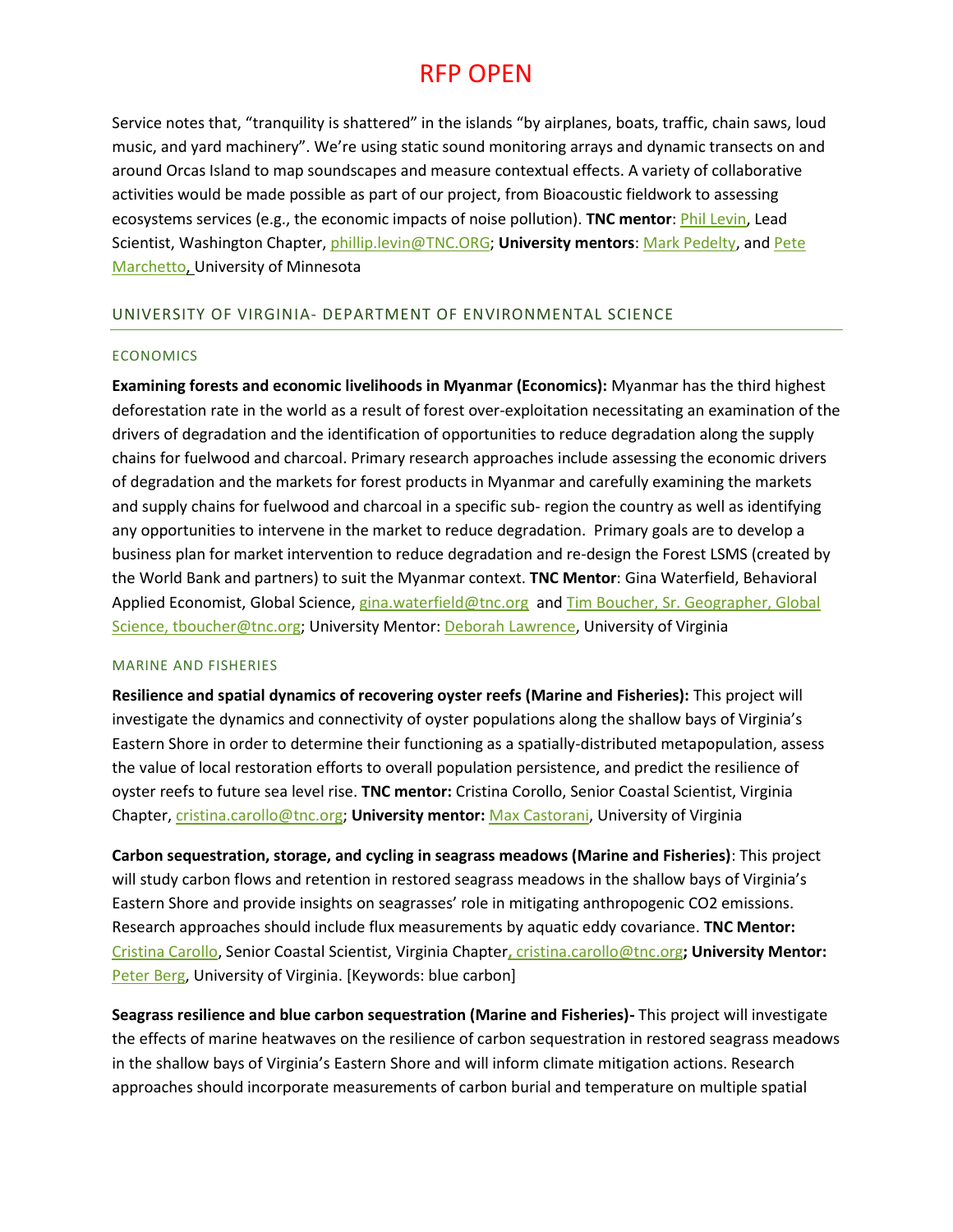Service notes that, "tranquility is shattered" in the islands "by airplanes, boats, traffic, chain saws, loud music, and yard machinery". We're using static sound monitoring arrays and dynamic transects on and around Orcas Island to map soundscapes and measure contextual effects. A variety of collaborative activities would be made possible as part of our project, from Bioacoustic fieldwork to assessing ecosystems services (e.g., the economic impacts of noise pollution). **TNC mentor**: Phil Levin, Lead Scientist, Washington Chapter, phillip.levin@TNC.ORG; **University mentors**: Mark Pedelty, and Pete Marchetto, University of Minnesota

## UNIVERSITY OF VIRGINIA- DEPARTMENT OF ENVIRONMENTAL SCIENCE

### ECONOMICS

**Examining forests and economic livelihoods in Myanmar (Economics):** Myanmar has the third highest deforestation rate in the world as a result of forest over-exploitation necessitating an examination of the drivers of degradation and the identification of opportunities to reduce degradation along the supply chains for fuelwood and charcoal. Primary research approaches include assessing the economic drivers of degradation and the markets for forest products in Myanmar and carefully examining the markets and supply chains for fuelwood and charcoal in a specific sub- region the country as well as identifying any opportunities to intervene in the market to reduce degradation. Primary goals are to develop a business plan for market intervention to reduce degradation and re-design the Forest LSMS (created by the World Bank and partners) to suit the Myanmar context. **TNC Mentor**: Gina Waterfield, Behavioral Applied Economist, Global Science, gina.waterfield@tnc.org and Tim Boucher, Sr. Geographer, Global Science, tboucher@tnc.org; University Mentor: Deborah Lawrence, University of Virginia

### MARINE AND FISHERIES

**Resilience and spatial dynamics of recovering oyster reefs (Marine and Fisheries):** This project will investigate the dynamics and connectivity of oyster populations along the shallow bays of Virginia's Eastern Shore in order to determine their functioning as a spatially-distributed metapopulation, assess the value of local restoration efforts to overall population persistence, and predict the resilience of oyster reefs to future sea level rise. **TNC mentor:** Cristina Corollo, Senior Coastal Scientist, Virginia Chapter, cristina.carollo@tnc.org; **University mentor:** Max Castorani, University of Virginia

**Carbon sequestration, storage, and cycling in seagrass meadows (Marine and Fisheries)**: This project will study carbon flows and retention in restored seagrass meadows in the shallow bays of Virginia's Eastern Shore and provide insights on seagrasses' role in mitigating anthropogenic $CO_2$ emissions. Research approaches should include flux measurements by aquatic eddy covariance. **TNC Mentor:** Cristina Carollo, Senior Coastal Scientist, Virginia Chapter, cristina.carollo@tnc.org**; University Mentor:** Peter Berg, University of Virginia. [Keywords: blue carbon]

**Seagrass resilience and blue carbon sequestration (Marine and Fisheries)-** This project will investigate the effects of marine heatwaves on the resilience of carbon sequestration in restored seagrass meadows in the shallow bays of Virginia's Eastern Shore and will inform climate mitigation actions. Research approaches should incorporate measurements of carbon burial and temperature on multiple spatial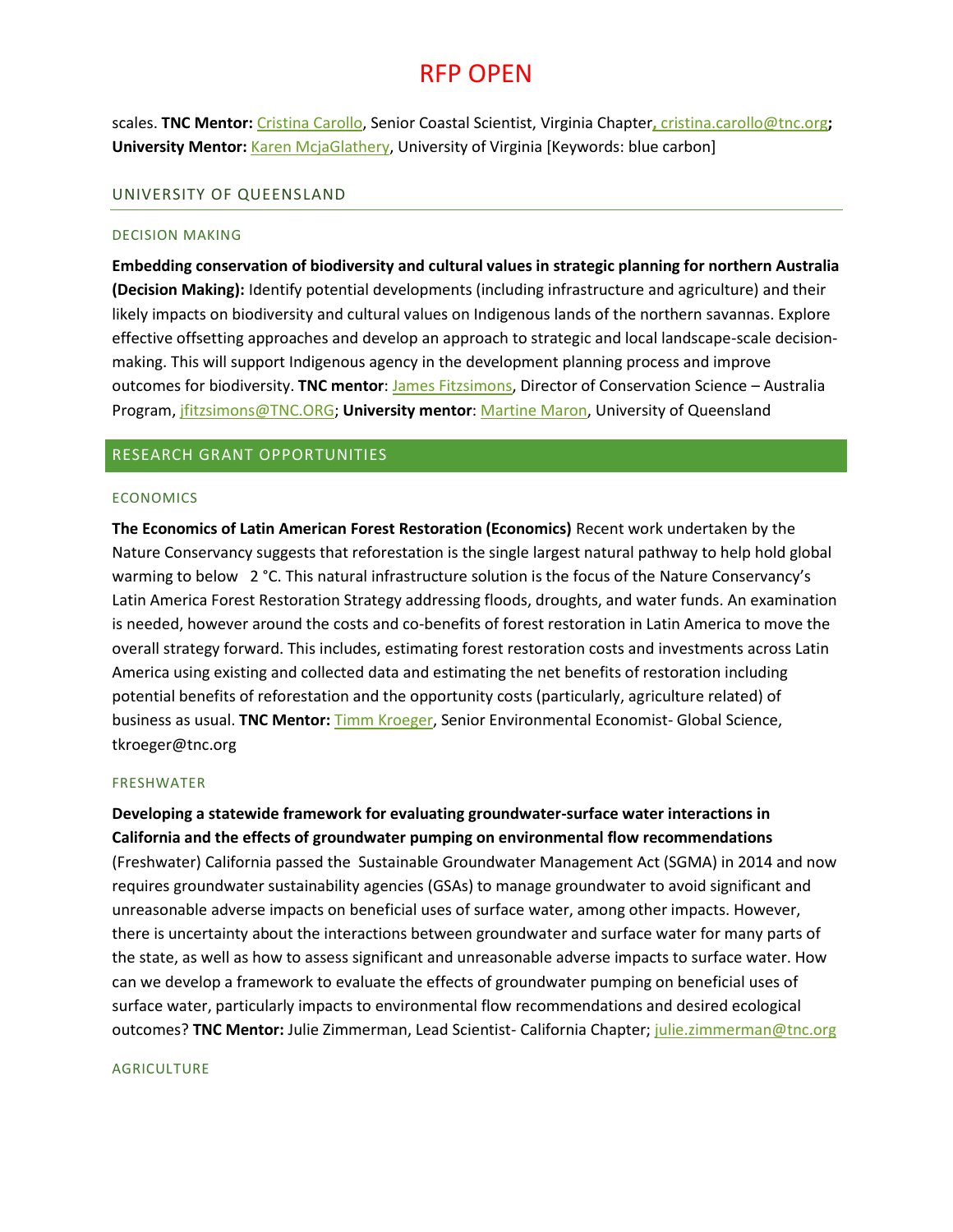scales. **TNC Mentor:** Cristina Carollo, Senior Coastal Scientist, Virginia Chapter, cristina.carollo@tnc.org; **University Mentor:** Karen McjaGlathery, University of Virginia [Keywords: blue carbon]

## UNIVERSITY OF QUEENSLAND

### DECISION MAKING

**Embedding conservation of biodiversity and cultural values in strategic planning for northern Australia (Decision Making):** Identify potential developments (including infrastructure and agriculture) and their likely impacts on biodiversity and cultural values on Indigenous lands of the northern savannas. Explore effective offsetting approaches and develop an approach to strategic and local landscape-scale decision-making. This will support Indigenous agency in the development planning process and improve outcomes for biodiversity. **TNC mentor**: James Fitzsimons, Director of Conservation Science – Australia Program, jfitzsimons@TNC.ORG; **University mentor**: Martine Maron, University of Queensland

## RESEARCH GRANT OPPORTUNITIES

### ECONOMICS

**The Economics of Latin American Forest Restoration (Economics)** Recent work undertaken by the Nature Conservancy suggests that reforestation is the single largest natural pathway to help hold global warming to below 2 °C. This natural infrastructure solution is the focus of the Nature Conservancy's Latin America Forest Restoration Strategy addressing floods, droughts, and water funds. An examination is needed, however around the costs and co-benefits of forest restoration in Latin America to move the overall strategy forward. This includes, estimating forest restoration costs and investments across Latin America using existing and collected data and estimating the net benefits of restoration including potential benefits of reforestation and the opportunity costs (particularly, agriculture related) of business as usual. **TNC Mentor:** Timm Kroeger, Senior Environmental Economist- Global Science, tkroeger@tnc.org

### FRESHWATER

**Developing a statewide framework for evaluating groundwater-surface water interactions in California and the effects of groundwater pumping on environmental flow recommendations** (Freshwater) California passed the Sustainable Groundwater Management Act (SGMA) in 2014 and now requires groundwater sustainability agencies (GSAs) to manage groundwater to avoid significant and unreasonable adverse impacts on beneficial uses of surface water, among other impacts. However, there is uncertainty about the interactions between groundwater and surface water for many parts of the state, as well as how to assess significant and unreasonable adverse impacts to surface water. How can we develop a framework to evaluate the effects of groundwater pumping on beneficial uses of surface water, particularly impacts to environmental flow recommendations and desired ecological outcomes? **TNC Mentor:** Julie Zimmerman, Lead Scientist- California Chapter; julie.zimmerman@tnc.org

### AGRICULTURE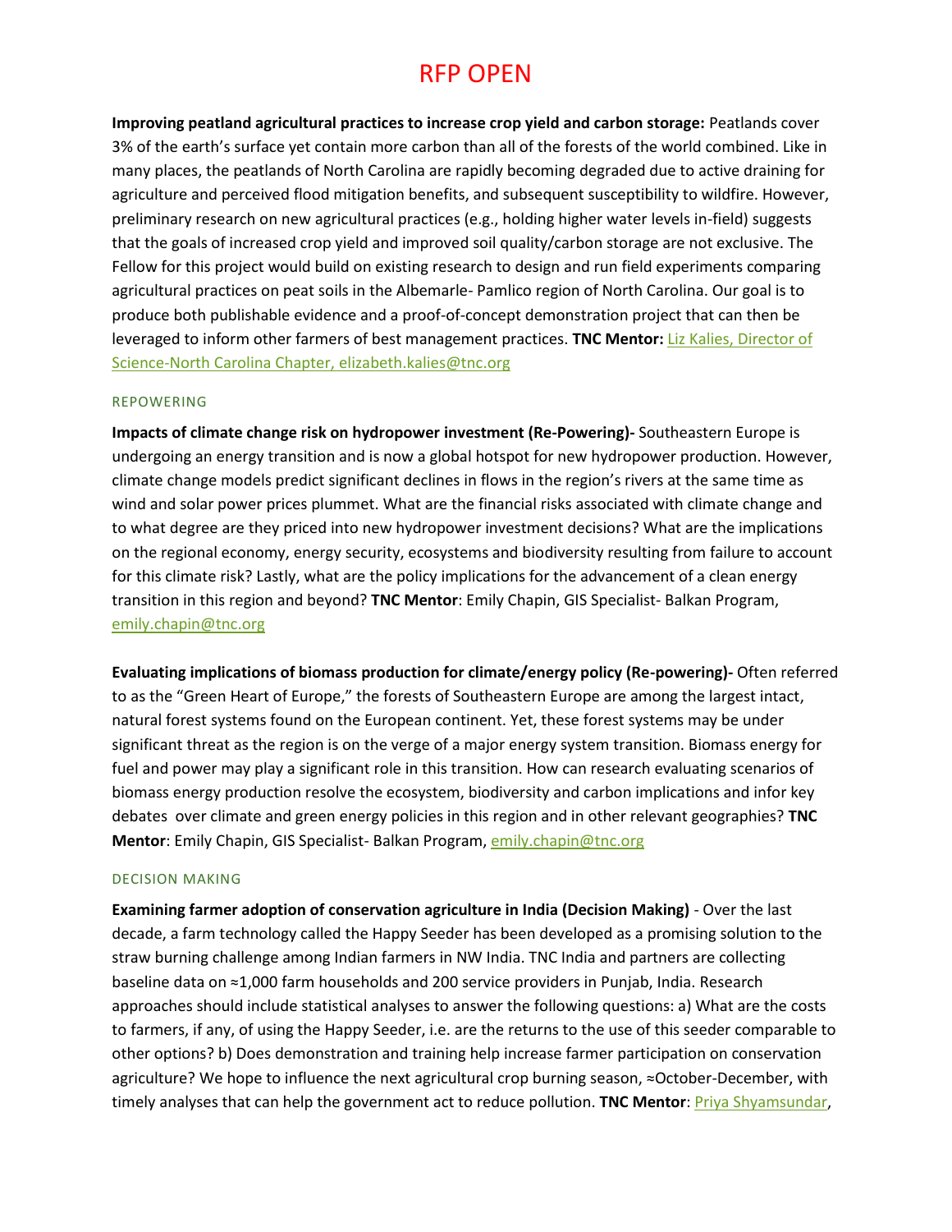# RFP OPEN

**Improving peatland agricultural practices to increase crop yield and carbon storage:** Peatlands cover 3% of the earth's surface yet contain more carbon than all of the forests of the world combined. Like in many places, the peatlands of North Carolina are rapidly becoming degraded due to active draining for agriculture and perceived flood mitigation benefits, and subsequent susceptibility to wildfire. However, preliminary research on new agricultural practices (e.g., holding higher water levels in-field) suggests that the goals of increased crop yield and improved soil quality/carbon storage are not exclusive. The Fellow for this project would build on existing research to design and run field experiments comparing agricultural practices on peat soils in the Albemarle- Pamlico region of North Carolina. Our goal is to produce both publishable evidence and a proof-of-concept demonstration project that can then be leveraged to inform other farmers of best management practices. **TNC Mentor:** Liz Kalies, Director of Science-North Carolina Chapter, elizabeth.kalies@tnc.org

## REPOWERING

**Impacts of climate change risk on hydropower investment (Re-Powering)-** Southeastern Europe is undergoing an energy transition and is now a global hotspot for new hydropower production. However, climate change models predict significant declines in flows in the region's rivers at the same time as wind and solar power prices plummet. What are the financial risks associated with climate change and to what degree are they priced into new hydropower investment decisions? What are the implications on the regional economy, energy security, ecosystems and biodiversity resulting from failure to account for this climate risk? Lastly, what are the policy implications for the advancement of a clean energy transition in this region and beyond? **TNC Mentor**: Emily Chapin, GIS Specialist- Balkan Program, emily.chapin@tnc.org

**Evaluating implications of biomass production for climate/energy policy (Re-powering)-** Often referred to as the "Green Heart of Europe," the forests of Southeastern Europe are among the largest intact, natural forest systems found on the European continent. Yet, these forest systems may be under significant threat as the region is on the verge of a major energy system transition. Biomass energy for fuel and power may play a significant role in this transition. How can research evaluating scenarios of biomass energy production resolve the ecosystem, biodiversity and carbon implications and infor key debates over climate and green energy policies in this region and in other relevant geographies? **TNC Mentor**: Emily Chapin, GIS Specialist- Balkan Program, emily.chapin@tnc.org

## DECISION MAKING

**Examining farmer adoption of conservation agriculture in India (Decision Making)** - Over the last decade, a farm technology called the Happy Seeder has been developed as a promising solution to the straw burning challenge among Indian farmers in NW India. TNC India and partners are collecting baseline data on ≈1,000 farm households and 200 service providers in Punjab, India. Research approaches should include statistical analyses to answer the following questions: a) What are the costs to farmers, if any, of using the Happy Seeder, i.e. are the returns to the use of this seeder comparable to other options? b) Does demonstration and training help increase farmer participation on conservation agriculture? We hope to influence the next agricultural crop burning season, ≈October-December, with timely analyses that can help the government act to reduce pollution. **TNC Mentor**: Priya Shyamsundar,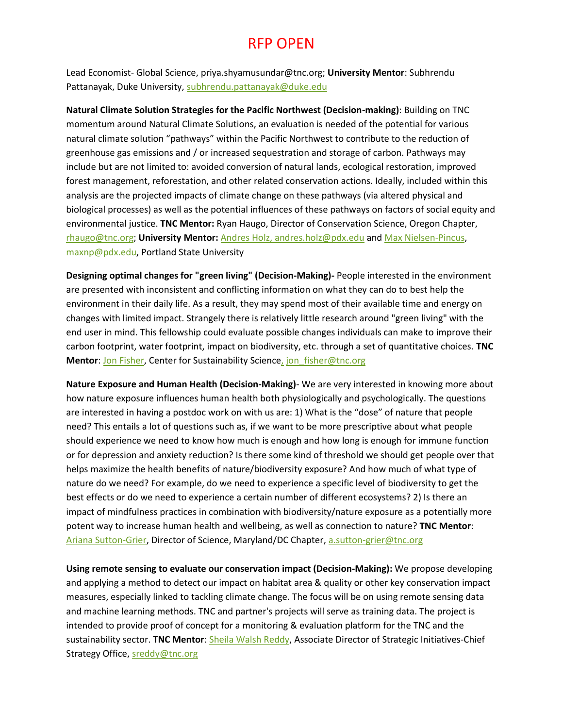# RFP OPEN

Lead Economist- Global Science, priya.shyamusundar@tnc.org; **University Mentor**: Subhrendu Pattanayak, Duke University, subhrendu.pattanayak@duke.edu

**Natural Climate Solution Strategies for the Pacific Northwest (Decision-making)**: Building on TNC momentum around Natural Climate Solutions, an evaluation is needed of the potential for various natural climate solution "pathways" within the Pacific Northwest to contribute to the reduction of greenhouse gas emissions and / or increased sequestration and storage of carbon. Pathways may include but are not limited to: avoided conversion of natural lands, ecological restoration, improved forest management, reforestation, and other related conservation actions. Ideally, included within this analysis are the projected impacts of climate change on these pathways (via altered physical and biological processes) as well as the potential influences of these pathways on factors of social equity and environmental justice. **TNC Mentor:** Ryan Haugo, Director of Conservation Science, Oregon Chapter, rhaugo@tnc.org; **University Mentor:** Andres Holz, andres.holz@pdx.edu and Max Nielsen-Pincus, maxnp@pdx.edu, Portland State University

**Designing optimal changes for "green living" (Decision-Making)-** People interested in the environment are presented with inconsistent and conflicting information on what they can do to best help the environment in their daily life. As a result, they may spend most of their available time and energy on changes with limited impact. Strangely there is relatively little research around "green living" with the end user in mind. This fellowship could evaluate possible changes individuals can make to improve their carbon footprint, water footprint, impact on biodiversity, etc. through a set of quantitative choices. **TNC Mentor**: Jon Fisher, Center for Sustainability Science, jon_fisher@tnc.org

**Nature Exposure and Human Health (Decision-Making)**- We are very interested in knowing more about how nature exposure influences human health both physiologically and psychologically. The questions are interested in having a postdoc work on with us are: 1) What is the "dose" of nature that people need? This entails a lot of questions such as, if we want to be more prescriptive about what people should experience we need to know how much is enough and how long is enough for immune function or for depression and anxiety reduction? Is there some kind of threshold we should get people over that helps maximize the health benefits of nature/biodiversity exposure? And how much of what type of nature do we need? For example, do we need to experience a specific level of biodiversity to get the best effects or do we need to experience a certain number of different ecosystems? 2) Is there an impact of mindfulness practices in combination with biodiversity/nature exposure as a potentially more potent way to increase human health and wellbeing, as well as connection to nature? **TNC Mentor**: Ariana Sutton-Grier, Director of Science, Maryland/DC Chapter, a.sutton-grier@tnc.org

**Using remote sensing to evaluate our conservation impact (Decision-Making):** We propose developing and applying a method to detect our impact on habitat area & quality or other key conservation impact measures, especially linked to tackling climate change. The focus will be on using remote sensing data and machine learning methods. TNC and partner's projects will serve as training data. The project is intended to provide proof of concept for a monitoring & evaluation platform for the TNC and the sustainability sector. **TNC Mentor**: Sheila Walsh Reddy, Associate Director of Strategic Initiatives-Chief Strategy Office, sreddy@tnc.org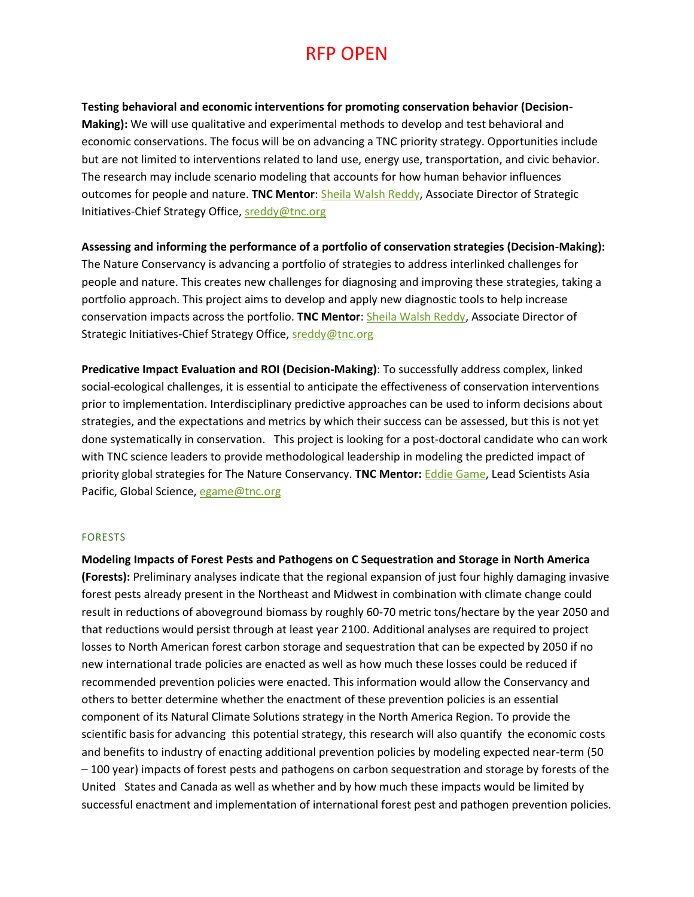# RFP OPEN

**Testing behavioral and economic interventions for promoting conservation behavior (Decision-Making):** We will use qualitative and experimental methods to develop and test behavioral and economic conservations. The focus will be on advancing a TNC priority strategy. Opportunities include but are not limited to interventions related to land use, energy use, transportation, and civic behavior. The research may include scenario modeling that accounts for how human behavior influences outcomes for people and nature. **TNC Mentor**: Sheila Walsh Reddy, Associate Director of Strategic Initiatives-Chief Strategy Office, sreddy@tnc.org

**Assessing and informing the performance of a portfolio of conservation strategies (Decision-Making):** The Nature Conservancy is advancing a portfolio of strategies to address interlinked challenges for people and nature. This creates new challenges for diagnosing and improving these strategies, taking a portfolio approach. This project aims to develop and apply new diagnostic tools to help increase conservation impacts across the portfolio. **TNC Mentor**: Sheila Walsh Reddy, Associate Director of Strategic Initiatives-Chief Strategy Office, sreddy@tnc.org

**Predicative Impact Evaluation and ROI (Decision-Making)**: To successfully address complex, linked social-ecological challenges, it is essential to anticipate the effectiveness of conservation interventions prior to implementation. Interdisciplinary predictive approaches can be used to inform decisions about strategies, and the expectations and metrics by which their success can be assessed, but this is not yet done systematically in conservation. This project is looking for a post-doctoral candidate who can work with TNC science leaders to provide methodological leadership in modeling the predicted impact of priority global strategies for The Nature Conservancy. **TNC Mentor:** Eddie Game, Lead Scientists Asia Pacific, Global Science, egame@tnc.org

## FORESTS

**Modeling Impacts of Forest Pests and Pathogens on C Sequestration and Storage in North America (Forests):** Preliminary analyses indicate that the regional expansion of just four highly damaging invasive forest pests already present in the Northeast and Midwest in combination with climate change could result in reductions of aboveground biomass by roughly 60-70 metric tons/hectare by the year 2050 and that reductions would persist through at least year 2100. Additional analyses are required to project losses to North American forest carbon storage and sequestration that can be expected by 2050 if no new international trade policies are enacted as well as how much these losses could be reduced if recommended prevention policies were enacted. This information would allow the Conservancy and others to better determine whether the enactment of these prevention policies is an essential component of its Natural Climate Solutions strategy in the North America Region. To provide the scientific basis for advancing this potential strategy, this research will also quantify the economic costs and benefits to industry of enacting additional prevention policies by modeling expected near-term (50 – 100 year) impacts of forest pests and pathogens on carbon sequestration and storage by forests of the United States and Canada as well as whether and by how much these impacts would be limited by successful enactment and implementation of international forest pest and pathogen prevention policies.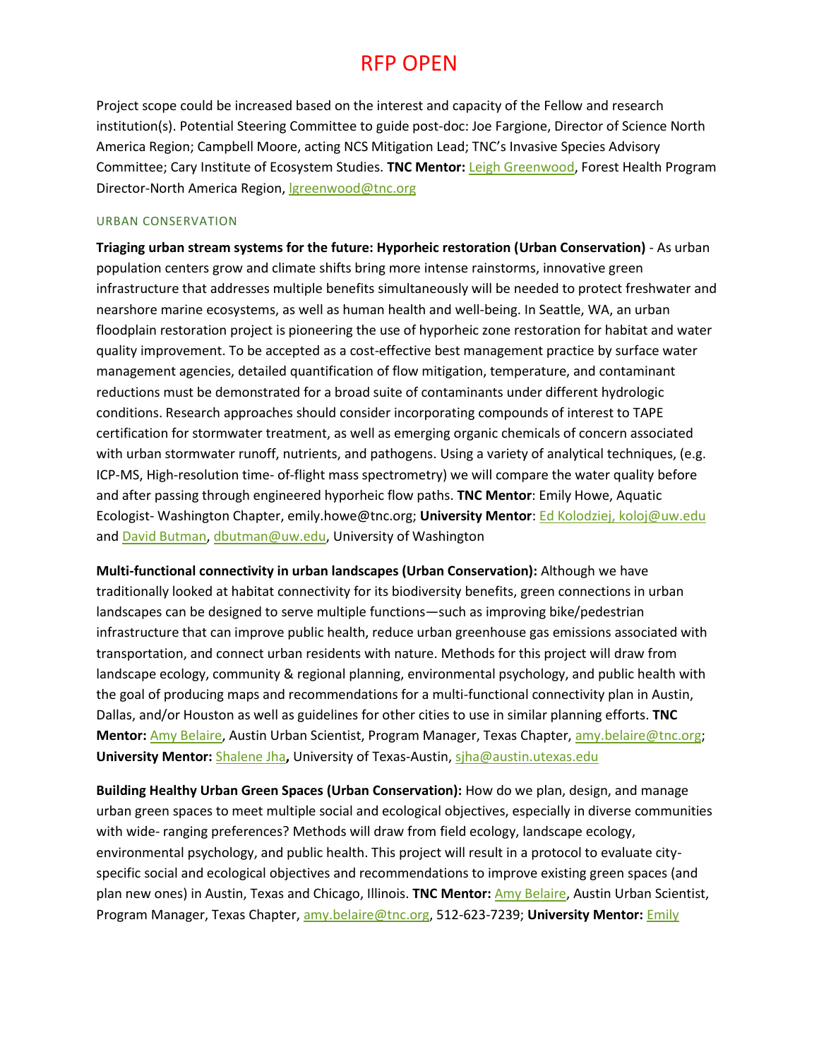# RFP OPEN

Project scope could be increased based on the interest and capacity of the Fellow and research institution(s). Potential Steering Committee to guide post-doc: Joe Fargione, Director of Science North America Region; Campbell Moore, acting NCS Mitigation Lead; TNC's Invasive Species Advisory Committee; Cary Institute of Ecosystem Studies. **TNC Mentor:** Leigh Greenwood, Forest Health Program Director-North America Region, lgreenwood@tnc.org

## URBAN CONSERVATION

**Triaging urban stream systems for the future: Hyporheic restoration (Urban Conservation)** - As urban population centers grow and climate shifts bring more intense rainstorms, innovative green infrastructure that addresses multiple benefits simultaneously will be needed to protect freshwater and nearshore marine ecosystems, as well as human health and well-being. In Seattle, WA, an urban floodplain restoration project is pioneering the use of hyporheic zone restoration for habitat and water quality improvement. To be accepted as a cost-effective best management practice by surface water management agencies, detailed quantification of flow mitigation, temperature, and contaminant reductions must be demonstrated for a broad suite of contaminants under different hydrologic conditions. Research approaches should consider incorporating compounds of interest to TAPE certification for stormwater treatment, as well as emerging organic chemicals of concern associated with urban stormwater runoff, nutrients, and pathogens. Using a variety of analytical techniques, (e.g. ICP-MS, High-resolution time- of-flight mass spectrometry) we will compare the water quality before and after passing through engineered hyporheic flow paths. **TNC Mentor**: Emily Howe, Aquatic Ecologist- Washington Chapter, emily.howe@tnc.org; **University Mentor**: Ed Kolodziej, koloj@uw.edu and David Butman, dbutman@uw.edu, University of Washington

**Multi-functional connectivity in urban landscapes (Urban Conservation):** Although we have traditionally looked at habitat connectivity for its biodiversity benefits, green connections in urban landscapes can be designed to serve multiple functions—such as improving bike/pedestrian infrastructure that can improve public health, reduce urban greenhouse gas emissions associated with transportation, and connect urban residents with nature. Methods for this project will draw from landscape ecology, community & regional planning, environmental psychology, and public health with the goal of producing maps and recommendations for a multi-functional connectivity plan in Austin, Dallas, and/or Houston as well as guidelines for other cities to use in similar planning efforts. **TNC Mentor:** Amy Belaire, Austin Urban Scientist, Program Manager, Texas Chapter, amy.belaire@tnc.org; **University Mentor:** Shalene Jha**,** University of Texas-Austin, sjha@austin.utexas.edu

**Building Healthy Urban Green Spaces (Urban Conservation):** How do we plan, design, and manage urban green spaces to meet multiple social and ecological objectives, especially in diverse communities with wide- ranging preferences? Methods will draw from field ecology, landscape ecology, environmental psychology, and public health. This project will result in a protocol to evaluate city-specific social and ecological objectives and recommendations to improve existing green spaces (and plan new ones) in Austin, Texas and Chicago, Illinois. **TNC Mentor:** Amy Belaire, Austin Urban Scientist, Program Manager, Texas Chapter, amy.belaire@tnc.org, 512-623-7239; **University Mentor:** Emily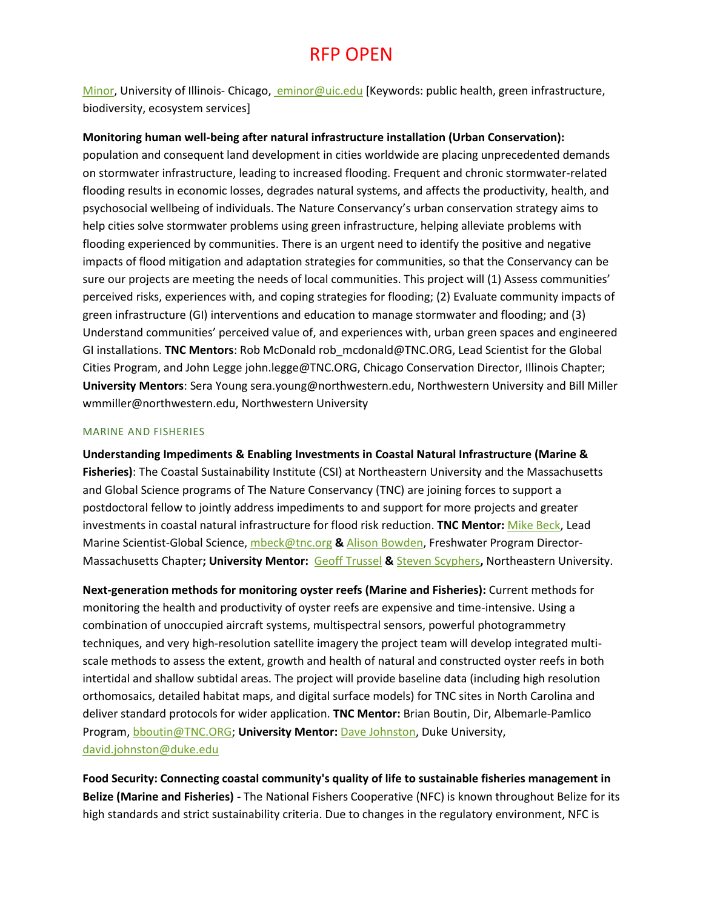# RFP OPEN

Minor, University of Illinois- Chicago, eminor@uic.edu [Keywords: public health, green infrastructure, biodiversity, ecosystem services]

**Monitoring human well-being after natural infrastructure installation (Urban Conservation):** population and consequent land development in cities worldwide are placing unprecedented demands on stormwater infrastructure, leading to increased flooding. Frequent and chronic stormwater-related flooding results in economic losses, degrades natural systems, and affects the productivity, health, and psychosocial wellbeing of individuals. The Nature Conservancy's urban conservation strategy aims to help cities solve stormwater problems using green infrastructure, helping alleviate problems with flooding experienced by communities. There is an urgent need to identify the positive and negative impacts of flood mitigation and adaptation strategies for communities, so that the Conservancy can be sure our projects are meeting the needs of local communities. This project will (1) Assess communities' perceived risks, experiences with, and coping strategies for flooding; (2) Evaluate community impacts of green infrastructure (GI) interventions and education to manage stormwater and flooding; and (3) Understand communities' perceived value of, and experiences with, urban green spaces and engineered GI installations. **TNC Mentors**: Rob McDonald rob_mcdonald@TNC.ORG, Lead Scientist for the Global Cities Program, and John Legge john.legge@TNC.ORG, Chicago Conservation Director, Illinois Chapter; **University Mentors**: Sera Young sera.young@northwestern.edu, Northwestern University and Bill Miller wmmiller@northwestern.edu, Northwestern University

## MARINE AND FISHERIES

**Understanding Impediments & Enabling Investments in Coastal Natural Infrastructure (Marine & Fisheries)**: The Coastal Sustainability Institute (CSI) at Northeastern University and the Massachusetts and Global Science programs of The Nature Conservancy (TNC) are joining forces to support a postdoctoral fellow to jointly address impediments to and support for more projects and greater investments in coastal natural infrastructure for flood risk reduction. **TNC Mentor:** Mike Beck, Lead Marine Scientist-Global Science, mbeck@tnc.org **&** Alison Bowden, Freshwater Program Director-Massachusetts Chapter**; University Mentor:** Geoff Trussel **&** Steven Scyphers**,** Northeastern University.

**Next-generation methods for monitoring oyster reefs (Marine and Fisheries):** Current methods for monitoring the health and productivity of oyster reefs are expensive and time-intensive. Using a combination of unoccupied aircraft systems, multispectral sensors, powerful photogrammetry techniques, and very high-resolution satellite imagery the project team will develop integrated multi-scale methods to assess the extent, growth and health of natural and constructed oyster reefs in both intertidal and shallow subtidal areas. The project will provide baseline data (including high resolution orthomosaics, detailed habitat maps, and digital surface models) for TNC sites in North Carolina and deliver standard protocols for wider application. **TNC Mentor:** Brian Boutin, Dir, Albemarle-Pamlico Program, bboutin@TNC.ORG; **University Mentor:** Dave Johnston, Duke University, david.johnston@duke.edu

**Food Security: Connecting coastal community's quality of life to sustainable fisheries management in Belize (Marine and Fisheries) -** The National Fishers Cooperative (NFC) is known throughout Belize for its high standards and strict sustainability criteria. Due to changes in the regulatory environment, NFC is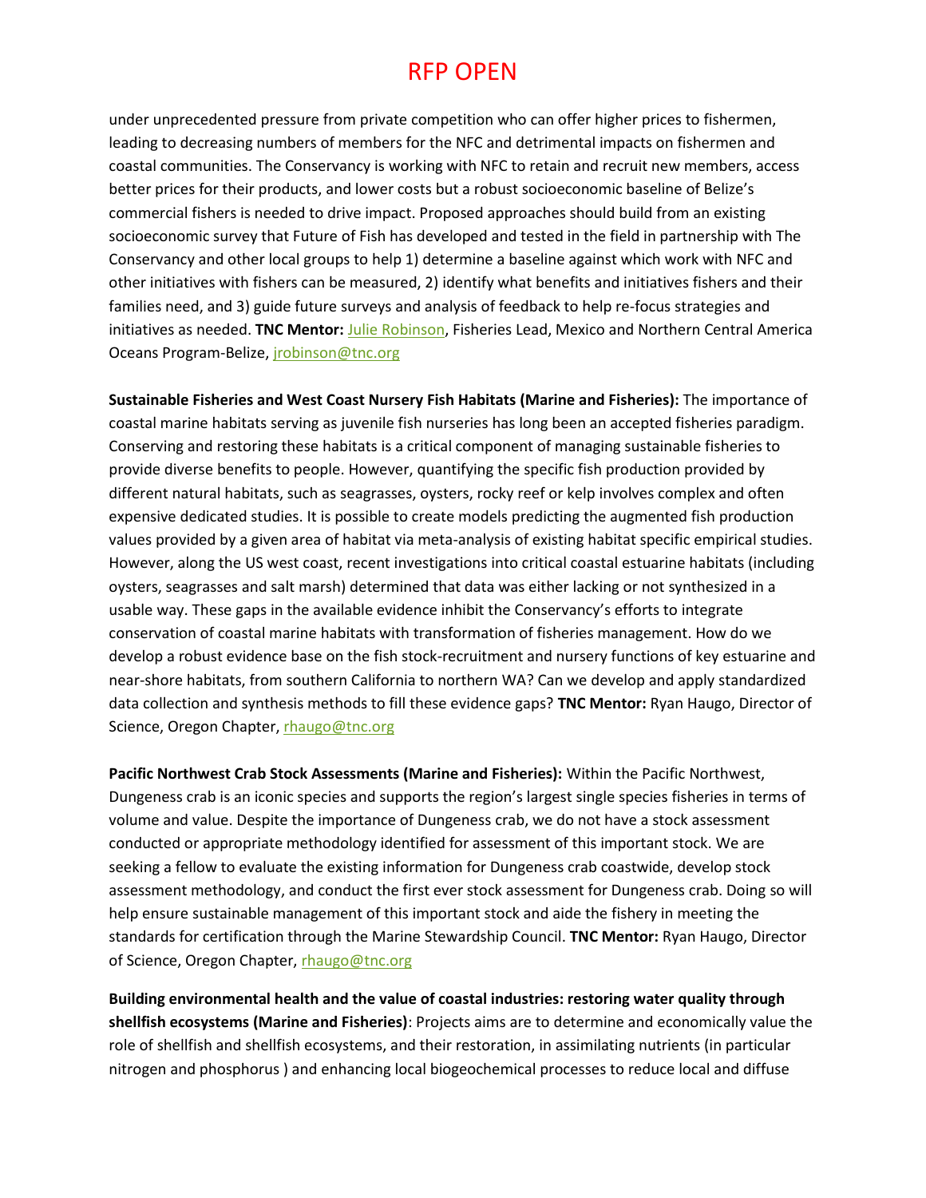# RFP OPEN

under unprecedented pressure from private competition who can offer higher prices to fishermen, leading to decreasing numbers of members for the NFC and detrimental impacts on fishermen and coastal communities. The Conservancy is working with NFC to retain and recruit new members, access better prices for their products, and lower costs but a robust socioeconomic baseline of Belize's commercial fishers is needed to drive impact. Proposed approaches should build from an existing socioeconomic survey that Future of Fish has developed and tested in the field in partnership with The Conservancy and other local groups to help 1) determine a baseline against which work with NFC and other initiatives with fishers can be measured, 2) identify what benefits and initiatives fishers and their families need, and 3) guide future surveys and analysis of feedback to help re-focus strategies and initiatives as needed. **TNC Mentor:** Julie Robinson, Fisheries Lead, Mexico and Northern Central America Oceans Program-Belize, jrobinson@tnc.org

**Sustainable Fisheries and West Coast Nursery Fish Habitats (Marine and Fisheries):** The importance of coastal marine habitats serving as juvenile fish nurseries has long been an accepted fisheries paradigm. Conserving and restoring these habitats is a critical component of managing sustainable fisheries to provide diverse benefits to people. However, quantifying the specific fish production provided by different natural habitats, such as seagrasses, oysters, rocky reef or kelp involves complex and often expensive dedicated studies. It is possible to create models predicting the augmented fish production values provided by a given area of habitat via meta-analysis of existing habitat specific empirical studies. However, along the US west coast, recent investigations into critical coastal estuarine habitats (including oysters, seagrasses and salt marsh) determined that data was either lacking or not synthesized in a usable way. These gaps in the available evidence inhibit the Conservancy's efforts to integrate conservation of coastal marine habitats with transformation of fisheries management. How do we develop a robust evidence base on the fish stock-recruitment and nursery functions of key estuarine and near-shore habitats, from southern California to northern WA? Can we develop and apply standardized data collection and synthesis methods to fill these evidence gaps? **TNC Mentor:** Ryan Haugo, Director of Science, Oregon Chapter, rhaugo@tnc.org

**Pacific Northwest Crab Stock Assessments (Marine and Fisheries):** Within the Pacific Northwest, Dungeness crab is an iconic species and supports the region's largest single species fisheries in terms of volume and value. Despite the importance of Dungeness crab, we do not have a stock assessment conducted or appropriate methodology identified for assessment of this important stock. We are seeking a fellow to evaluate the existing information for Dungeness crab coastwide, develop stock assessment methodology, and conduct the first ever stock assessment for Dungeness crab. Doing so will help ensure sustainable management of this important stock and aide the fishery in meeting the standards for certification through the Marine Stewardship Council. **TNC Mentor:** Ryan Haugo, Director of Science, Oregon Chapter, rhaugo@tnc.org

**Building environmental health and the value of coastal industries: restoring water quality through shellfish ecosystems (Marine and Fisheries)**: Projects aims are to determine and economically value the role of shellfish and shellfish ecosystems, and their restoration, in assimilating nutrients (in particular nitrogen and phosphorus ) and enhancing local biogeochemical processes to reduce local and diffuse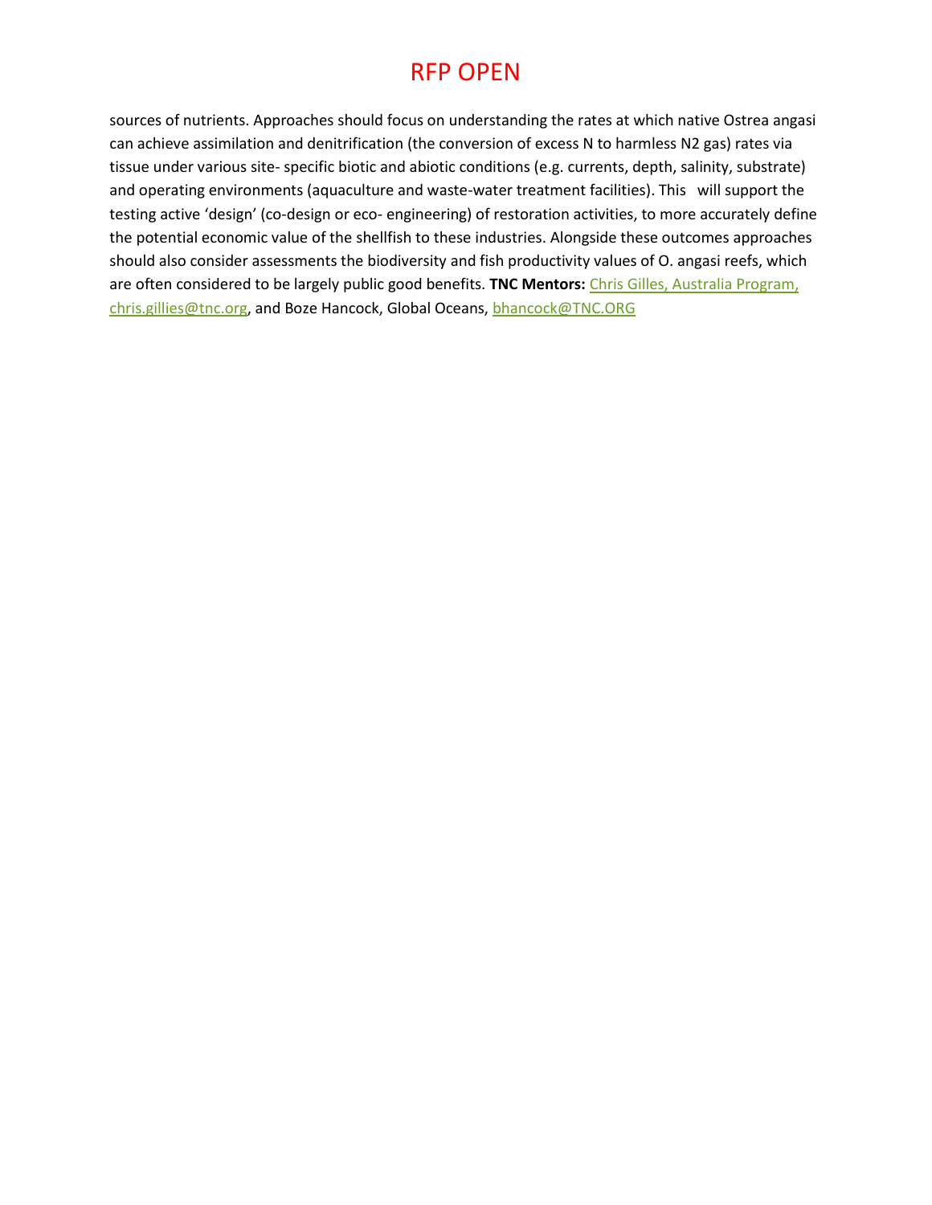# RFP OPEN

sources of nutrients. Approaches should focus on understanding the rates at which native Ostrea angasi can achieve assimilation and denitrification (the conversion of excess N to harmless N2 gas) rates via tissue under various site- specific biotic and abiotic conditions (e.g. currents, depth, salinity, substrate) and operating environments (aquaculture and waste-water treatment facilities). This will support the testing active 'design' (co-design or eco- engineering) of restoration activities, to more accurately define the potential economic value of the shellfish to these industries. Alongside these outcomes approaches should also consider assessments the biodiversity and fish productivity values of O. angasi reefs, which are often considered to be largely public good benefits. **TNC Mentors:** Chris Gilles, Australia Program, chris.gillies@tnc.org, and Boze Hancock, Global Oceans, bhancock@TNC.ORG